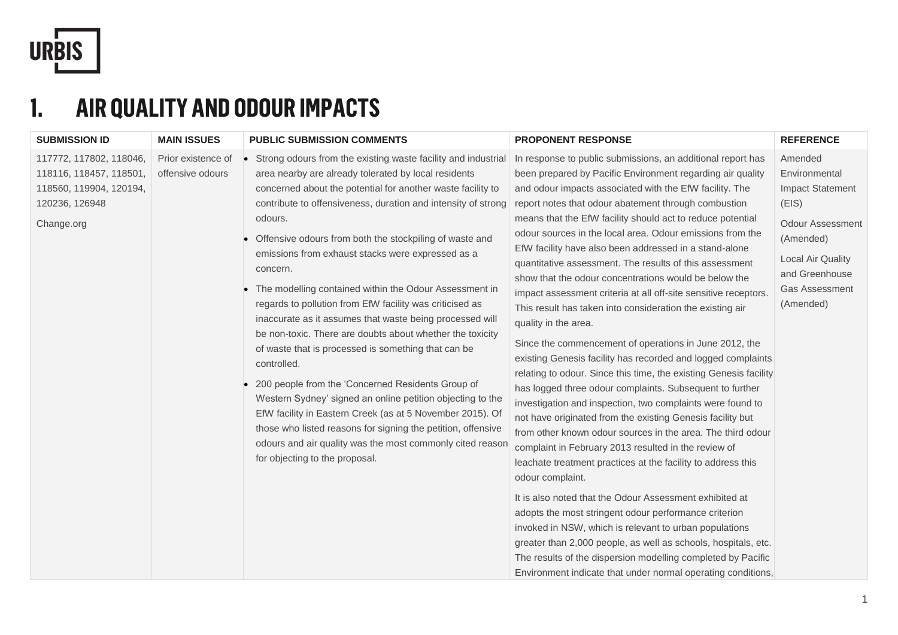# 1. AIR QUALITY AND ODOUR IMPACTS

| SUBMISSION ID | MAIN ISSUES | PUBLIC SUBMISSION COMMENTS | PROPONENT RESPONSE | REFERENCE |
|---|---|---|---|---|
| 117772, 117802, 118046, 118116, 118457, 118501, 118560, 119904, 120194, 120236, 126948<br><br>Change.org | Prior existence of offensive odours | • Strong odours from the existing waste facility and industrial area nearby are already tolerated by local residents concerned about the potential for another waste facility to contribute to offensiveness, duration and intensity of strong odours.<br>• Offensive odours from both the stockpiling of waste and emissions from exhaust stacks were expressed as a concern.<br>• The modelling contained within the Odour Assessment in regards to pollution from EfW facility was criticised as inaccurate as it assumes that waste being processed will be non-toxic. There are doubts about whether the toxicity of waste that is processed is something that can be controlled.<br>• 200 people from the 'Concerned Residents Group of Western Sydney' signed an online petition objecting to the EfW facility in Eastern Creek (as at 5 November 2015). Of those who listed reasons for signing the petition, offensive odours and air quality was the most commonly cited reason for objecting to the proposal. | In response to public submissions, an additional report has been prepared by Pacific Environment regarding air quality and odour impacts associated with the EfW facility. The report notes that odour abatement through combustion means that the EfW facility should act to reduce potential odour sources in the local area. Odour emissions from the EfW facility have also been addressed in a stand-alone quantitative assessment. The results of this assessment show that the odour concentrations would be below the impact assessment criteria at all off-site sensitive receptors. This result has taken into consideration the existing air quality in the area.<br><br>Since the commencement of operations in June 2012, the existing Genesis facility has recorded and logged complaints relating to odour. Since this time, the existing Genesis facility has logged three odour complaints. Subsequent to further investigation and inspection, two complaints were found to not have originated from the existing Genesis facility but from other known odour sources in the area. The third odour complaint in February 2013 resulted in the review of leachate treatment practices at the facility to address this odour complaint.<br><br>It is also noted that the Odour Assessment exhibited at adopts the most stringent odour performance criterion invoked in NSW, which is relevant to urban populations greater than 2,000 people, as well as schools, hospitals, etc. The results of the dispersion modelling completed by Pacific Environment indicate that under normal operating conditions, | Amended Environmental Impact Statement (EIS)<br><br>Odour Assessment (Amended)<br><br>Local Air Quality and Greenhouse Gas Assessment (Amended) |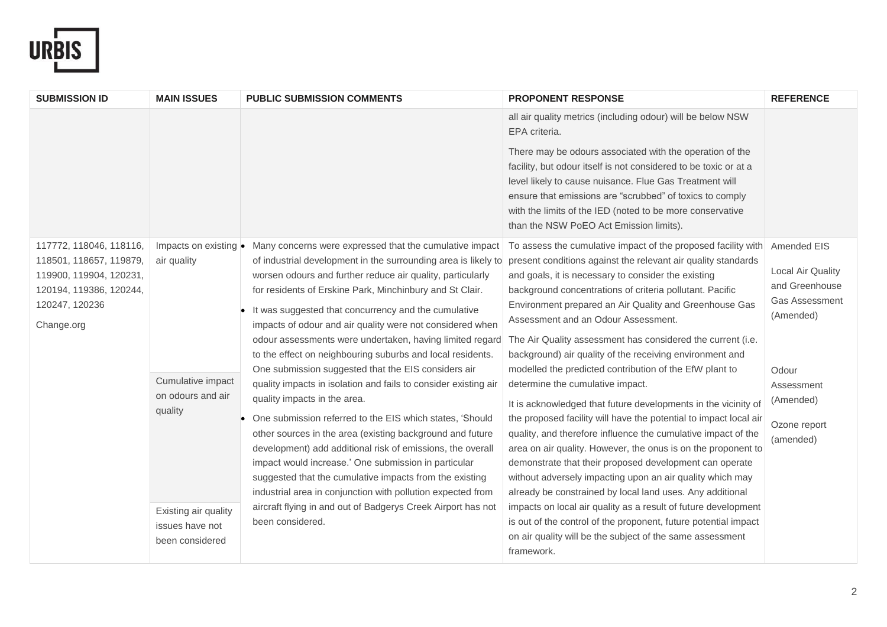| SUBMISSION ID | MAIN ISSUES | PUBLIC SUBMISSION COMMENTS | PROPONENT RESPONSE | REFERENCE |
|---|---|---|---|---|
| | | | all air quality metrics (including odour) will be below NSW EPA criteria.<br><br>There may be odours associated with the operation of the facility, but odour itself is not considered to be toxic or at a level likely to cause nuisance. Flue Gas Treatment will ensure that emissions are "scrubbed" of toxics to comply with the limits of the IED (noted to be more conservative than the NSW PoEO Act Emission limits). | |
| 117772, 118046, 118116, 118501, 118657, 119879, 119900, 119904, 120231, 120194, 119386, 120244, 120247, 120236<br><br>Change.org | Impacts on existing air quality<br><br>Cumulative impact on odours and air quality<br><br>Existing air quality issues have not been considered | • Many concerns were expressed that the cumulative impact of industrial development in the surrounding area is likely to worsen odours and further reduce air quality, particularly for residents of Erskine Park, Minchinbury and St Clair.<br>• It was suggested that concurrency and the cumulative impacts of odour and air quality were not considered when odour assessments were undertaken, having limited regard to the effect on neighbouring suburbs and local residents. One submission suggested that the EIS considers air quality impacts in isolation and fails to consider existing air quality impacts in the area.<br>• One submission referred to the EIS which states, 'Should other sources in the area (existing background and future development) add additional risk of emissions, the overall impact would increase.' One submission in particular suggested that the cumulative impacts from the existing industrial area in conjunction with pollution expected from aircraft flying in and out of Badgerys Creek Airport has not been considered. | To assess the cumulative impact of the proposed facility with present conditions against the relevant air quality standards and goals, it is necessary to consider the existing background concentrations of criteria pollutant. Pacific Environment prepared an Air Quality and Greenhouse Gas Assessment and an Odour Assessment.<br><br>The Air Quality assessment has considered the current (i.e. background) air quality of the receiving environment and modelled the predicted contribution of the EfW plant to determine the cumulative impact.<br><br>It is acknowledged that future developments in the vicinity of the proposed facility will have the potential to impact local air quality, and therefore influence the cumulative impact of the area on air quality. However, the onus is on the proponent to demonstrate that their proposed development can operate without adversely impacting upon an air quality which may already be constrained by local land uses. Any additional impacts on local air quality as a result of future development is out of the control of the proponent, future potential impact on air quality will be the subject of the same assessment framework. | Amended EIS<br><br>Local Air Quality and Greenhouse Gas Assessment (Amended)<br><br>Odour Assessment (Amended)<br><br>Ozone report (amended) |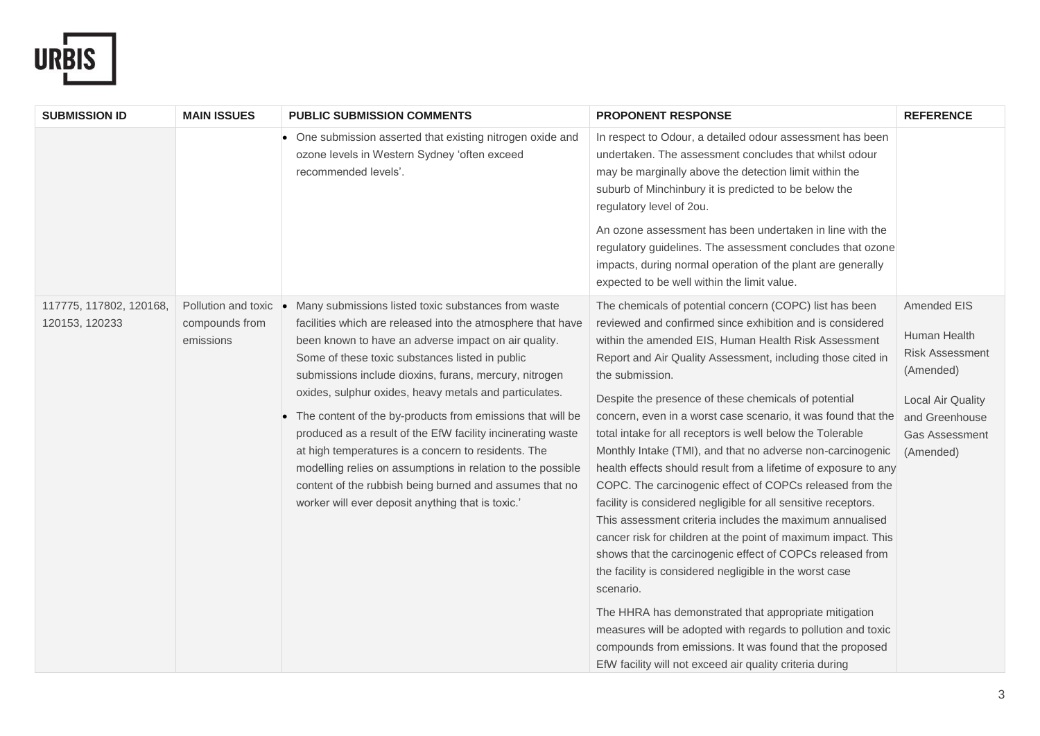| SUBMISSION ID | MAIN ISSUES | PUBLIC SUBMISSION COMMENTS | PROPONENT RESPONSE | REFERENCE |
|---|---|---|---|---|
| | | • One submission asserted that existing nitrogen oxide and ozone levels in Western Sydney 'often exceed recommended levels'. | In respect to Odour, a detailed odour assessment has been undertaken. The assessment concludes that whilst odour may be marginally above the detection limit within the suburb of Minchinbury it is predicted to be below the regulatory level of 2ou.<br><br>An ozone assessment has been undertaken in line with the regulatory guidelines. The assessment concludes that ozone impacts, during normal operation of the plant are generally expected to be well within the limit value. | |
| 117775, 117802, 120168, 120153, 120233 | Pollution and toxic compounds from emissions | • Many submissions listed toxic substances from waste facilities which are released into the atmosphere that have been known to have an adverse impact on air quality. Some of these toxic substances listed in public submissions include dioxins, furans, mercury, nitrogen oxides, sulphur oxides, heavy metals and particulates.<br><br>• The content of the by-products from emissions that will be produced as a result of the EfW facility incinerating waste at high temperatures is a concern to residents. The modelling relies on assumptions in relation to the possible content of the rubbish being burned and assumes that no worker will ever deposit anything that is toxic.' | The chemicals of potential concern (COPC) list has been reviewed and confirmed since exhibition and is considered within the amended EIS, Human Health Risk Assessment Report and Air Quality Assessment, including those cited in the submission.<br><br>Despite the presence of these chemicals of potential concern, even in a worst case scenario, it was found that the total intake for all receptors is well below the Tolerable Monthly Intake (TMI), and that no adverse non-carcinogenic health effects should result from a lifetime of exposure to any COPC. The carcinogenic effect of COPCs released from the facility is considered negligible for all sensitive receptors. This assessment criteria includes the maximum annualised cancer risk for children at the point of maximum impact. This shows that the carcinogenic effect of COPCs released from the facility is considered negligible in the worst case scenario.<br><br>The HHRA has demonstrated that appropriate mitigation measures will be adopted with regards to pollution and toxic compounds from emissions. It was found that the proposed EfW facility will not exceed air quality criteria during | Amended EIS<br><br>Human Health Risk Assessment (Amended)<br><br>Local Air Quality and Greenhouse Gas Assessment (Amended) |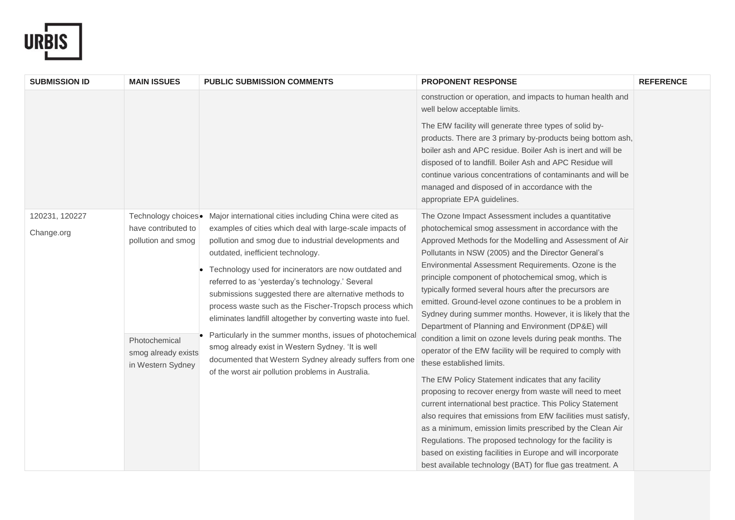| SUBMISSION ID | MAIN ISSUES | PUBLIC SUBMISSION COMMENTS | PROPONENT RESPONSE | REFERENCE |
|---|---|---|---|---|
| | | | construction or operation, and impacts to human health and well below acceptable limits.<br><br>The EfW facility will generate three types of solid by-products. There are 3 primary by-products being bottom ash, boiler ash and APC residue. Boiler Ash is inert and will be disposed of to landfill. Boiler Ash and APC Residue will continue various concentrations of contaminants and will be managed and disposed of in accordance with the appropriate EPA guidelines. | |
| 120231, 120227<br><br>Change.org | Technology choices have contributed to pollution and smog<br><br>Photochemical smog already exists in Western Sydney | • Major international cities including China were cited as examples of cities which deal with large-scale impacts of pollution and smog due to industrial developments and outdated, inefficient technology.<br>• Technology used for incinerators are now outdated and referred to as 'yesterday's technology.' Several submissions suggested there are alternative methods to process waste such as the Fischer-Tropsch process which eliminates landfill altogether by converting waste into fuel.<br>• Particularly in the summer months, issues of photochemical smog already exist in Western Sydney. 'It is well documented that Western Sydney already suffers from one of the worst air pollution problems in Australia. | The Ozone Impact Assessment includes a quantitative photochemical smog assessment in accordance with the Approved Methods for the Modelling and Assessment of Air Pollutants in NSW (2005) and the Director General's Environmental Assessment Requirements. Ozone is the principle component of photochemical smog, which is typically formed several hours after the precursors are emitted. Ground-level ozone continues to be a problem in Sydney during summer months. However, it is likely that the Department of Planning and Environment (DP&E) will condition a limit on ozone levels during peak months. The operator of the EfW facility will be required to comply with these established limits.<br><br>The EfW Policy Statement indicates that any facility proposing to recover energy from waste will need to meet current international best practice. This Policy Statement also requires that emissions from EfW facilities must satisfy, as a minimum, emission limits prescribed by the Clean Air Regulations. The proposed technology for the facility is based on existing facilities in Europe and will incorporate best available technology (BAT) for flue gas treatment. A | |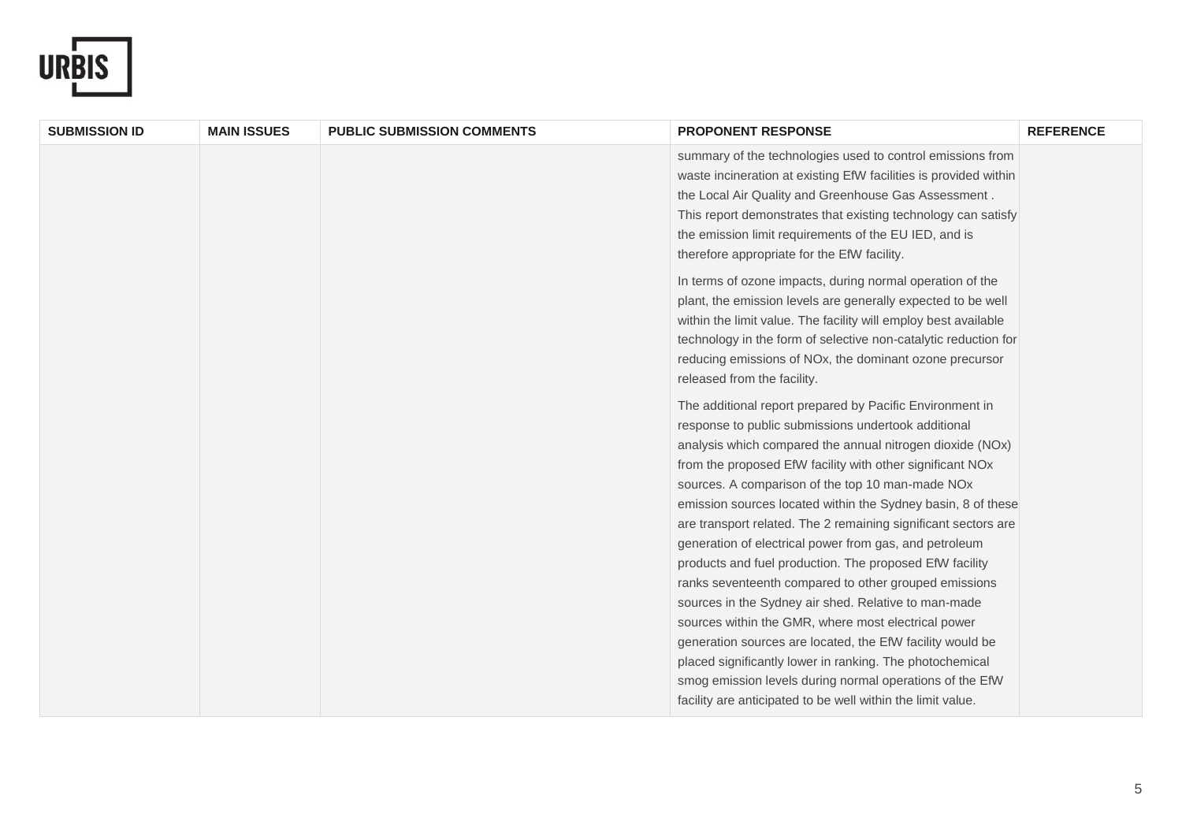| SUBMISSION ID | MAIN ISSUES | PUBLIC SUBMISSION COMMENTS | PROPONENT RESPONSE | REFERENCE |
|---|---|---|---|---|
| | | | summary of the technologies used to control emissions from waste incineration at existing EfW facilities is provided within the Local Air Quality and Greenhouse Gas Assessment . This report demonstrates that existing technology can satisfy the emission limit requirements of the EU IED, and is therefore appropriate for the EfW facility.<br><br>In terms of ozone impacts, during normal operation of the plant, the emission levels are generally expected to be well within the limit value. The facility will employ best available technology in the form of selective non-catalytic reduction for reducing emissions of NOx, the dominant ozone precursor released from the facility.<br><br>The additional report prepared by Pacific Environment in response to public submissions undertook additional analysis which compared the annual nitrogen dioxide (NOx) from the proposed EfW facility with other significant NOx sources. A comparison of the top 10 man-made NOx emission sources located within the Sydney basin, 8 of these are transport related. The 2 remaining significant sectors are generation of electrical power from gas, and petroleum products and fuel production. The proposed EfW facility ranks seventeenth compared to other grouped emissions sources in the Sydney air shed. Relative to man-made sources within the GMR, where most electrical power generation sources are located, the EfW facility would be placed significantly lower in ranking. The photochemical smog emission levels during normal operations of the EfW facility are anticipated to be well within the limit value. | |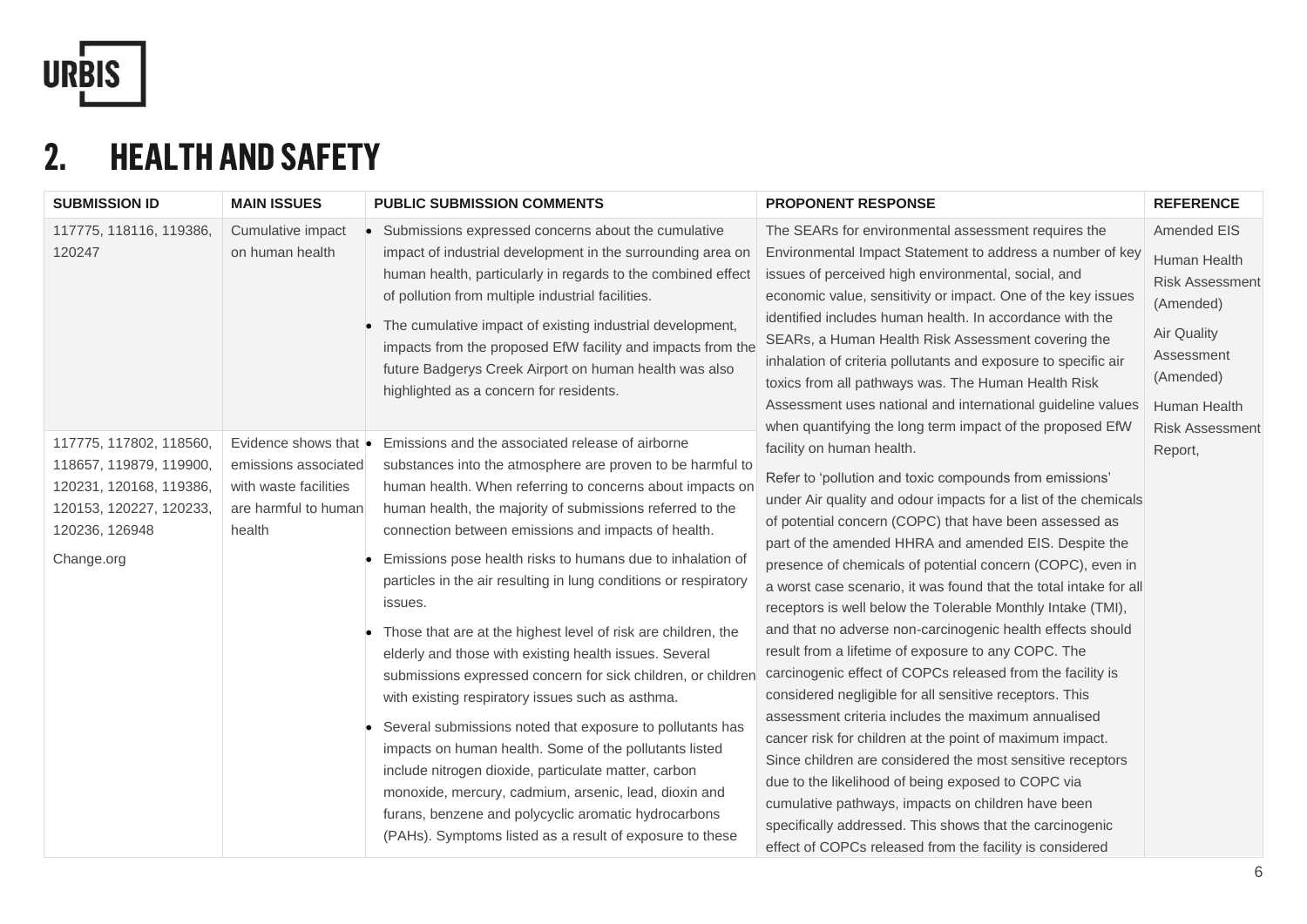## 2. HEALTH AND SAFETY

| SUBMISSION ID | MAIN ISSUES | PUBLIC SUBMISSION COMMENTS | PROPONENT RESPONSE | REFERENCE |
|---|---|---|---|---|
| 117775, 118116, 119386, 120247 | Cumulative impact on human health | • Submissions expressed concerns about the cumulative impact of industrial development in the surrounding area on human health, particularly in regards to the combined effect of pollution from multiple industrial facilities. <br> • The cumulative impact of existing industrial development, impacts from the proposed EfW facility and impacts from the future Badgerys Creek Airport on human health was also highlighted as a concern for residents. | The SEARs for environmental assessment requires the Environmental Impact Statement to address a number of key issues of perceived high environmental, social, and economic value, sensitivity or impact. One of the key issues identified includes human health. In accordance with the SEARs, a Human Health Risk Assessment covering the inhalation of criteria pollutants and exposure to specific air toxics from all pathways was. The Human Health Risk Assessment uses national and international guideline values when quantifying the long term impact of the proposed EfW facility on human health. <br><br> Refer to 'pollution and toxic compounds from emissions' under Air quality and odour impacts for a list of the chemicals of potential concern (COPC) that have been assessed as part of the amended HHRA and amended EIS. Despite the presence of chemicals of potential concern (COPC), even in a worst case scenario, it was found that the total intake for all receptors is well below the Tolerable Monthly Intake (TMI), and that no adverse non-carcinogenic health effects should result from a lifetime of exposure to any COPC. The carcinogenic effect of COPCs released from the facility is considered negligible for all sensitive receptors. This assessment criteria includes the maximum annualised cancer risk for children at the point of maximum impact. Since children are considered the most sensitive receptors due to the likelihood of being exposed to COPC via cumulative pathways, impacts on children have been specifically addressed. This shows that the carcinogenic effect of COPCs released from the facility is considered | Amended EIS <br><br> Human Health Risk Assessment (Amended) <br><br> Air Quality Assessment (Amended) <br><br> Human Health Risk Assessment Report, |
| 117775, 117802, 118560, 118657, 119879, 119900, 120231, 120168, 119386, 120153, 120227, 120233, 120236, 126948 <br><br> Change.org | Evidence shows that emissions associated with waste facilities are harmful to human health | • Emissions and the associated release of airborne substances into the atmosphere are proven to be harmful to human health. When referring to concerns about impacts on human health, the majority of submissions referred to the connection between emissions and impacts of health. <br> • Emissions pose health risks to humans due to inhalation of particles in the air resulting in lung conditions or respiratory issues. <br> • Those that are at the highest level of risk are children, the elderly and those with existing health issues. Several submissions expressed concern for sick children, or children with existing respiratory issues such as asthma. <br> • Several submissions noted that exposure to pollutants has impacts on human health. Some of the pollutants listed include nitrogen dioxide, particulate matter, carbon monoxide, mercury, cadmium, arsenic, lead, dioxin and furans, benzene and polycyclic aromatic hydrocarbons (PAHs). Symptoms listed as a result of exposure to these | | |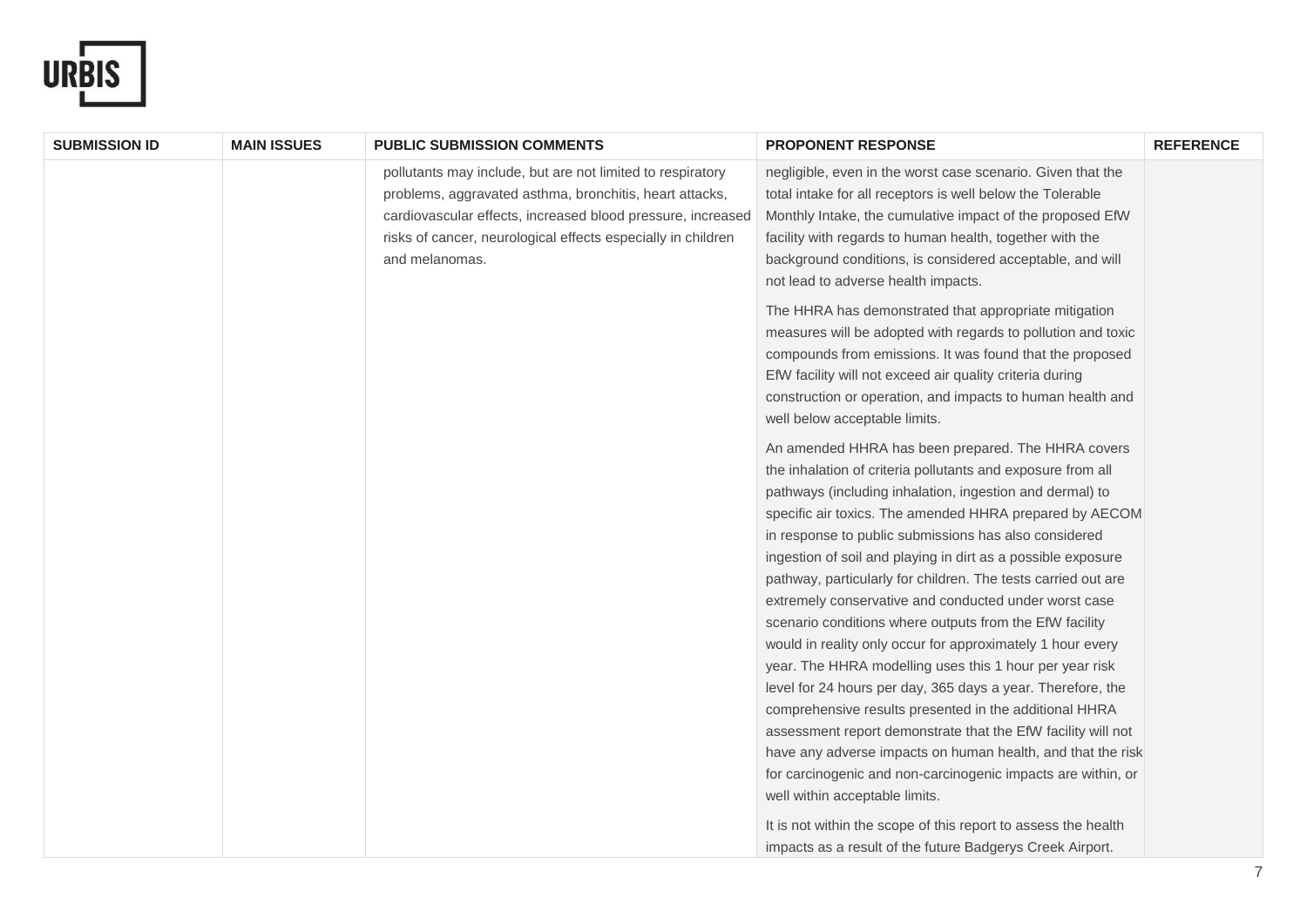| SUBMISSION ID | MAIN ISSUES | PUBLIC SUBMISSION COMMENTS | PROPONENT RESPONSE | REFERENCE |
|---|---|---|---|---|
| | | pollutants may include, but are not limited to respiratory problems, aggravated asthma, bronchitis, heart attacks, cardiovascular effects, increased blood pressure, increased risks of cancer, neurological effects especially in children and melanomas. | negligible, even in the worst case scenario. Given that the total intake for all receptors is well below the Tolerable Monthly Intake, the cumulative impact of the proposed EfW facility with regards to human health, together with the background conditions, is considered acceptable, and will not lead to adverse health impacts.<br><br>The HHRA has demonstrated that appropriate mitigation measures will be adopted with regards to pollution and toxic compounds from emissions. It was found that the proposed EfW facility will not exceed air quality criteria during construction or operation, and impacts to human health and well below acceptable limits.<br><br>An amended HHRA has been prepared. The HHRA covers the inhalation of criteria pollutants and exposure from all pathways (including inhalation, ingestion and dermal) to specific air toxics. The amended HHRA prepared by AECOM in response to public submissions has also considered ingestion of soil and playing in dirt as a possible exposure pathway, particularly for children. The tests carried out are extremely conservative and conducted under worst case scenario conditions where outputs from the EfW facility would in reality only occur for approximately 1 hour every year. The HHRA modelling uses this 1 hour per year risk level for 24 hours per day, 365 days a year. Therefore, the comprehensive results presented in the additional HHRA assessment report demonstrate that the EfW facility will not have any adverse impacts on human health, and that the risk for carcinogenic and non-carcinogenic impacts are within, or well within acceptable limits.<br><br>It is not within the scope of this report to assess the health impacts as a result of the future Badgerys Creek Airport. | |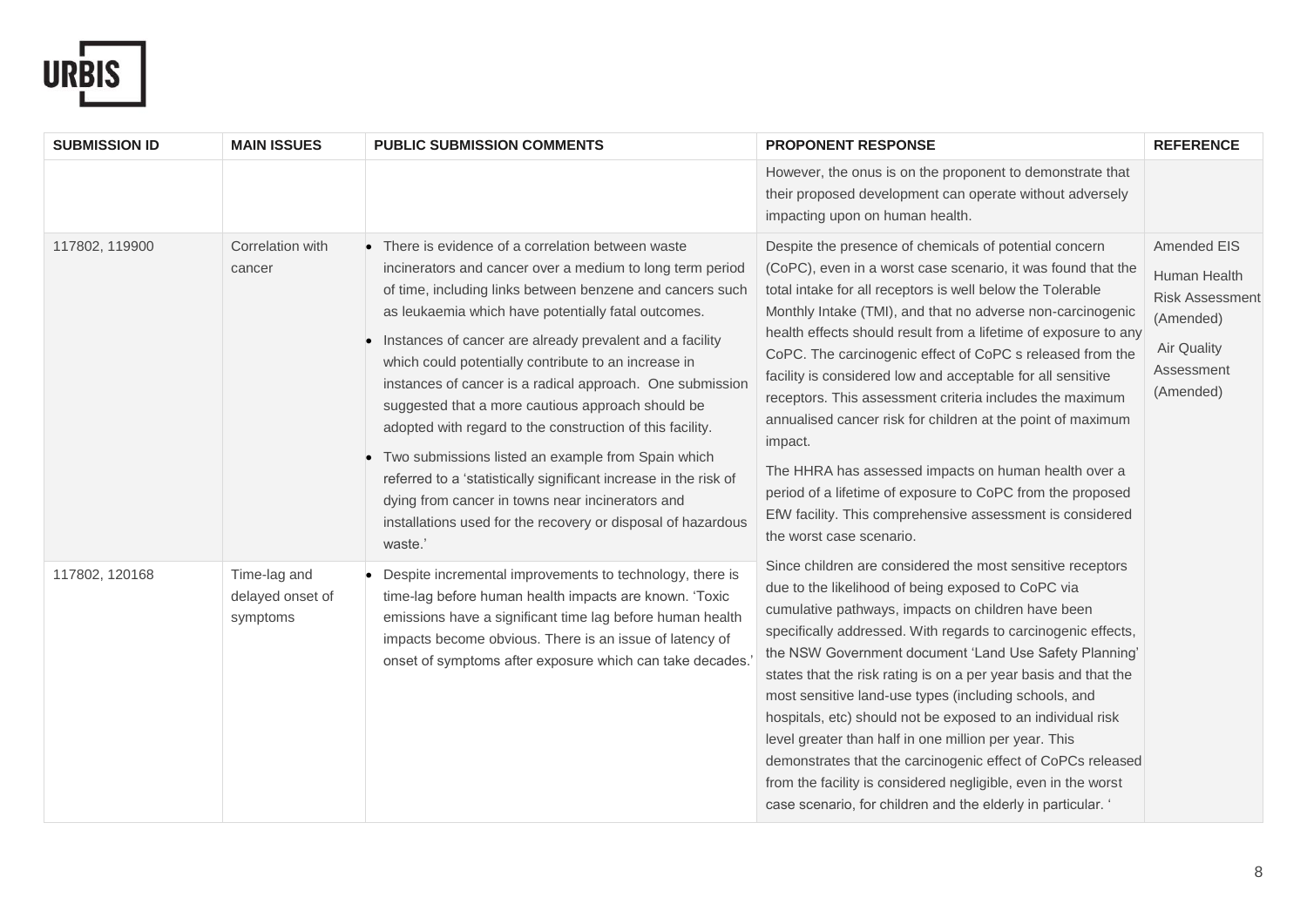| SUBMISSION ID | MAIN ISSUES | PUBLIC SUBMISSION COMMENTS | PROPONENT RESPONSE | REFERENCE |
|---|---|---|---|---|
| | | | However, the onus is on the proponent to demonstrate that their proposed development can operate without adversely impacting upon on human health. | |
| 117802, 119900 | Correlation with cancer | • There is evidence of a correlation between waste incinerators and cancer over a medium to long term period of time, including links between benzene and cancers such as leukaemia which have potentially fatal outcomes.<br>• Instances of cancer are already prevalent and a facility which could potentially contribute to an increase in instances of cancer is a radical approach. One submission suggested that a more cautious approach should be adopted with regard to the construction of this facility.<br>• Two submissions listed an example from Spain which referred to a 'statistically significant increase in the risk of dying from cancer in towns near incinerators and installations used for the recovery or disposal of hazardous waste.' | Despite the presence of chemicals of potential concern (CoPC), even in a worst case scenario, it was found that the total intake for all receptors is well below the Tolerable Monthly Intake (TMI), and that no adverse non-carcinogenic health effects should result from a lifetime of exposure to any CoPC. The carcinogenic effect of CoPC s released from the facility is considered low and acceptable for all sensitive receptors. This assessment criteria includes the maximum annualised cancer risk for children at the point of maximum impact.<br><br>The HHRA has assessed impacts on human health over a period of a lifetime of exposure to CoPC from the proposed EfW facility. This comprehensive assessment is considered the worst case scenario.<br><br>Since children are considered the most sensitive receptors due to the likelihood of being exposed to CoPC via cumulative pathways, impacts on children have been specifically addressed. With regards to carcinogenic effects, the NSW Government document 'Land Use Safety Planning' states that the risk rating is on a per year basis and that the most sensitive land-use types (including schools, and hospitals, etc) should not be exposed to an individual risk level greater than half in one million per year. This demonstrates that the carcinogenic effect of CoPCs released from the facility is considered negligible, even in the worst case scenario, for children and the elderly in particular. ' | Amended EIS<br><br>Human Health Risk Assessment (Amended)<br><br>Air Quality Assessment (Amended) |
| 117802, 120168 | Time-lag and delayed onset of symptoms | • Despite incremental improvements to technology, there is time-lag before human health impacts are known. 'Toxic emissions have a significant time lag before human health impacts become obvious. There is an issue of latency of onset of symptoms after exposure which can take decades.' | | |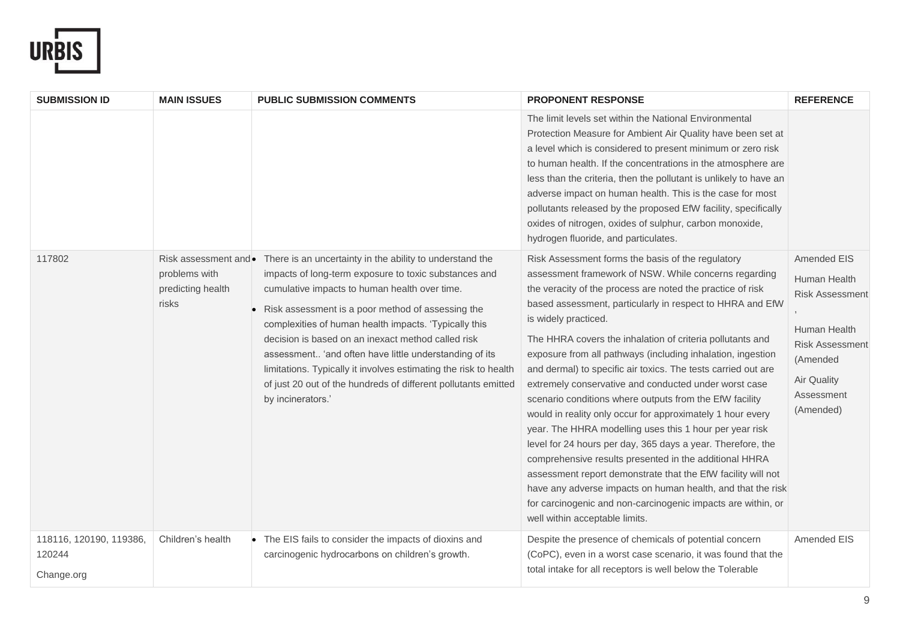| SUBMISSION ID | MAIN ISSUES | PUBLIC SUBMISSION COMMENTS | PROPONENT RESPONSE | REFERENCE |
|---|---|---|---|---|
| | | | The limit levels set within the National Environmental Protection Measure for Ambient Air Quality have been set at a level which is considered to present minimum or zero risk to human health. If the concentrations in the atmosphere are less than the criteria, then the pollutant is unlikely to have an adverse impact on human health. This is the case for most pollutants released by the proposed EfW facility, specifically oxides of nitrogen, oxides of sulphur, carbon monoxide, hydrogen fluoride, and particulates. | |
| 117802 | Risk assessment and problems with predicting health risks | • There is an uncertainty in the ability to understand the impacts of long-term exposure to toxic substances and cumulative impacts to human health over time.<br>• Risk assessment is a poor method of assessing the complexities of human health impacts. 'Typically this decision is based on an inexact method called risk assessment.. 'and often have little understanding of its limitations. Typically it involves estimating the risk to health of just 20 out of the hundreds of different pollutants emitted by incinerators.' | Risk Assessment forms the basis of the regulatory assessment framework of NSW. While concerns regarding the veracity of the process are noted the practice of risk based assessment, particularly in respect to HHRA and EfW is widely practiced.<br><br>The HHRA covers the inhalation of criteria pollutants and exposure from all pathways (including inhalation, ingestion and dermal) to specific air toxics. The tests carried out are extremely conservative and conducted under worst case scenario conditions where outputs from the EfW facility would in reality only occur for approximately 1 hour every year. The HHRA modelling uses this 1 hour per year risk level for 24 hours per day, 365 days a year. Therefore, the comprehensive results presented in the additional HHRA assessment report demonstrate that the EfW facility will not have any adverse impacts on human health, and that the risk for carcinogenic and non-carcinogenic impacts are within, or well within acceptable limits. | Amended EIS<br><br>Human Health Risk Assessment,<br><br>Human Health Risk Assessment (Amended<br><br>Air Quality Assessment (Amended) |
| 118116, 120190, 119386, 120244<br><br>Change.org | Children's health | • The EIS fails to consider the impacts of dioxins and carcinogenic hydrocarbons on children's growth. | Despite the presence of chemicals of potential concern (CoPC), even in a worst case scenario, it was found that the total intake for all receptors is well below the Tolerable | Amended EIS |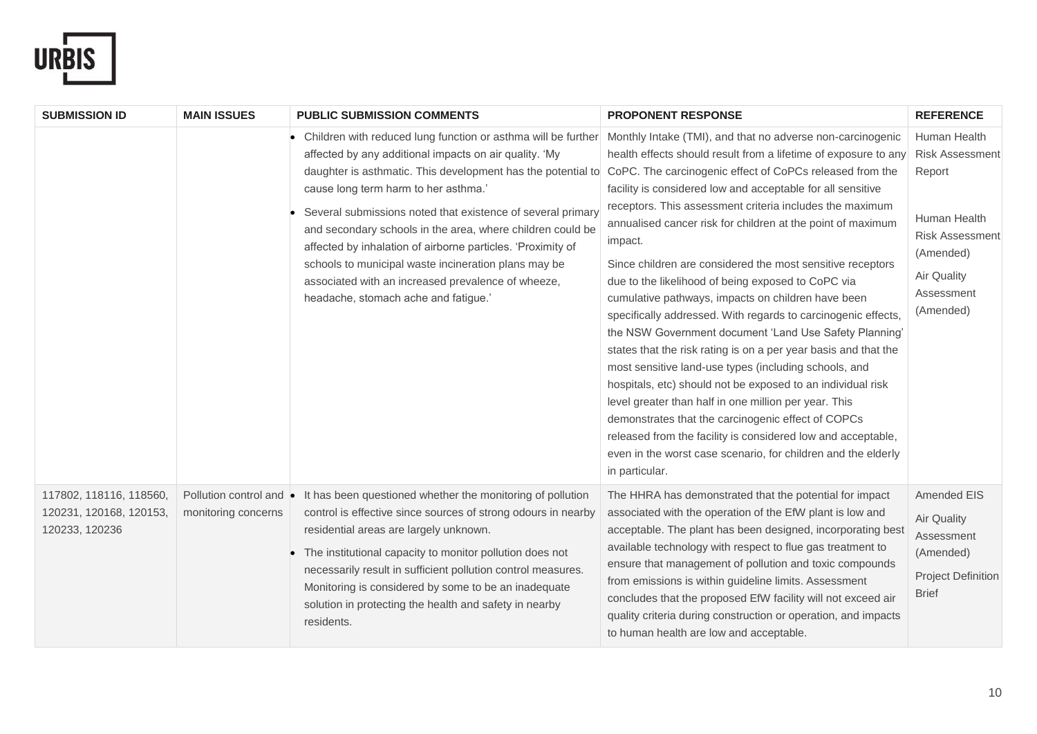| SUBMISSION ID | MAIN ISSUES | PUBLIC SUBMISSION COMMENTS | PROPONENT RESPONSE | REFERENCE |
|---|---|---|---|---|
| | | • Children with reduced lung function or asthma will be further affected by any additional impacts on air quality. 'My daughter is asthmatic. This development has the potential to cause long term harm to her asthma.'<br>• Several submissions noted that existence of several primary and secondary schools in the area, where children could be affected by inhalation of airborne particles. 'Proximity of schools to municipal waste incineration plans may be associated with an increased prevalence of wheeze, headache, stomach ache and fatigue.' | Monthly Intake (TMI), and that no adverse non-carcinogenic health effects should result from a lifetime of exposure to any CoPC. The carcinogenic effect of CoPCs released from the facility is considered low and acceptable for all sensitive receptors. This assessment criteria includes the maximum annualised cancer risk for children at the point of maximum impact.<br>Since children are considered the most sensitive receptors due to the likelihood of being exposed to CoPC via cumulative pathways, impacts on children have been specifically addressed. With regards to carcinogenic effects, the NSW Government document 'Land Use Safety Planning' states that the risk rating is on a per year basis and that the most sensitive land-use types (including schools, and hospitals, etc) should not be exposed to an individual risk level greater than half in one million per year. This demonstrates that the carcinogenic effect of COPCs released from the facility is considered low and acceptable, even in the worst case scenario, for children and the elderly in particular. | Human Health Risk Assessment Report<br><br>Human Health Risk Assessment (Amended)<br>Air Quality Assessment (Amended) |
| 117802, 118116, 118560, 120231, 120168, 120153, 120233, 120236 | Pollution control and monitoring concerns | • It has been questioned whether the monitoring of pollution control is effective since sources of strong odours in nearby residential areas are largely unknown.<br>• The institutional capacity to monitor pollution does not necessarily result in sufficient pollution control measures. Monitoring is considered by some to be an inadequate solution in protecting the health and safety in nearby residents. | The HHRA has demonstrated that the potential for impact associated with the operation of the EfW plant is low and acceptable. The plant has been designed, incorporating best available technology with respect to flue gas treatment to ensure that management of pollution and toxic compounds from emissions is within guideline limits. Assessment concludes that the proposed EfW facility will not exceed air quality criteria during construction or operation, and impacts to human health are low and acceptable. | Amended EIS<br>Air Quality Assessment (Amended)<br>Project Definition Brief |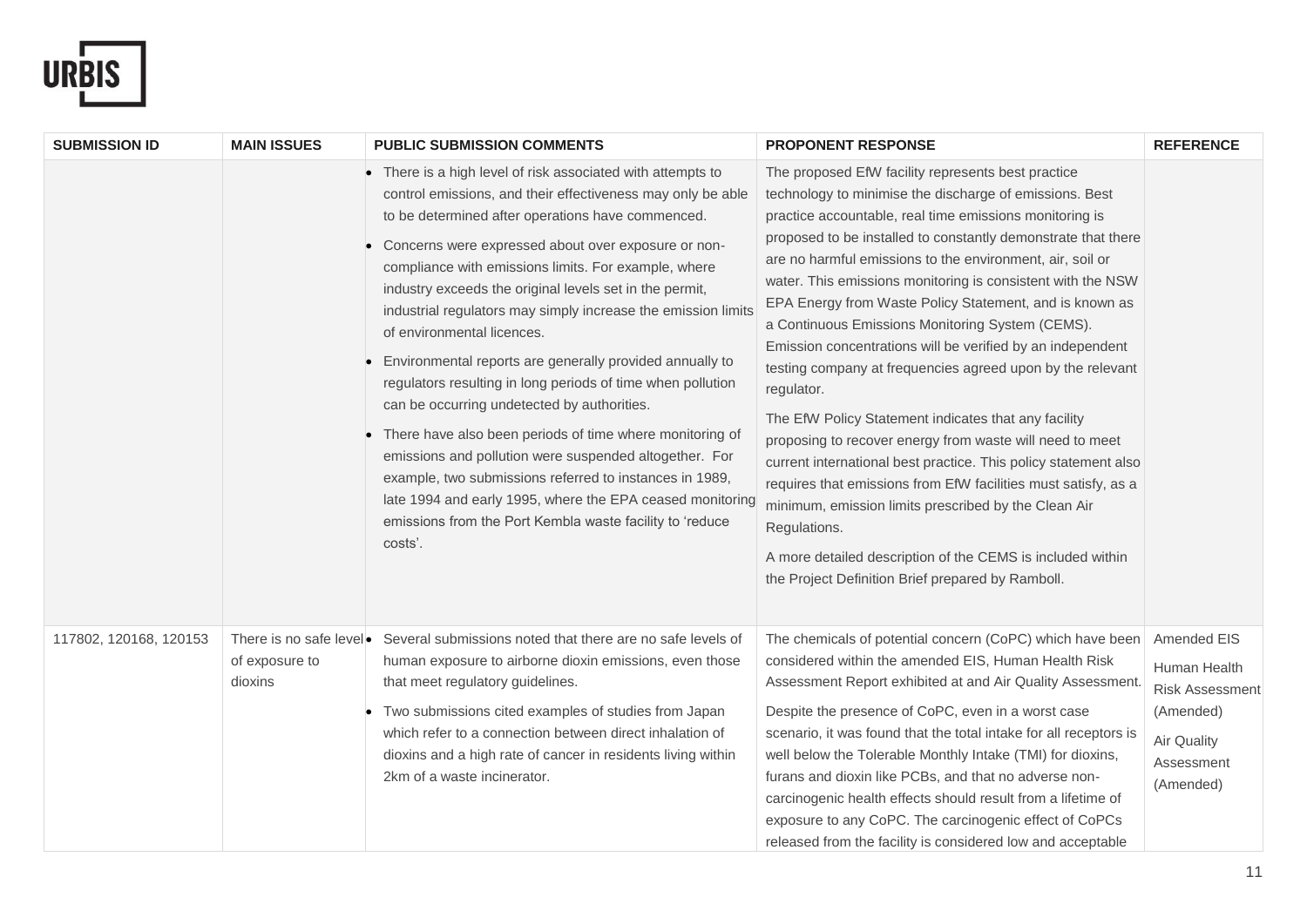| SUBMISSION ID | MAIN ISSUES | PUBLIC SUBMISSION COMMENTS | PROPONENT RESPONSE | REFERENCE |
|---|---|---|---|---|
| | | • There is a high level of risk associated with attempts to control emissions, and their effectiveness may only be able to be determined after operations have commenced.<br>• Concerns were expressed about over exposure or non-compliance with emissions limits. For example, where industry exceeds the original levels set in the permit, industrial regulators may simply increase the emission limits of environmental licences.<br>• Environmental reports are generally provided annually to regulators resulting in long periods of time when pollution can be occurring undetected by authorities.<br>• There have also been periods of time where monitoring of emissions and pollution were suspended altogether. For example, two submissions referred to instances in 1989, late 1994 and early 1995, where the EPA ceased monitoring emissions from the Port Kembla waste facility to 'reduce costs'. | The proposed EfW facility represents best practice technology to minimise the discharge of emissions. Best practice accountable, real time emissions monitoring is proposed to be installed to constantly demonstrate that there are no harmful emissions to the environment, air, soil or water. This emissions monitoring is consistent with the NSW EPA Energy from Waste Policy Statement, and is known as a Continuous Emissions Monitoring System (CEMS). Emission concentrations will be verified by an independent testing company at frequencies agreed upon by the relevant regulator.<br><br>The EfW Policy Statement indicates that any facility proposing to recover energy from waste will need to meet current international best practice. This policy statement also requires that emissions from EfW facilities must satisfy, as a minimum, emission limits prescribed by the Clean Air Regulations.<br><br>A more detailed description of the CEMS is included within the Project Definition Brief prepared by Ramboll. | |
| 117802, 120168, 120153 | There is no safe level of exposure to dioxins | • Several submissions noted that there are no safe levels of human exposure to airborne dioxin emissions, even those that meet regulatory guidelines.<br>• Two submissions cited examples of studies from Japan which refer to a connection between direct inhalation of dioxins and a high rate of cancer in residents living within 2km of a waste incinerator. | The chemicals of potential concern (CoPC) which have been considered within the amended EIS, Human Health Risk Assessment Report exhibited at and Air Quality Assessment.<br><br>Despite the presence of CoPC, even in a worst case scenario, it was found that the total intake for all receptors is well below the Tolerable Monthly Intake (TMI) for dioxins, furans and dioxin like PCBs, and that no adverse non-carcinogenic health effects should result from a lifetime of exposure to any CoPC. The carcinogenic effect of CoPCs released from the facility is considered low and acceptable | Amended EIS<br><br>Human Health Risk Assessment (Amended)<br><br>Air Quality Assessment (Amended) |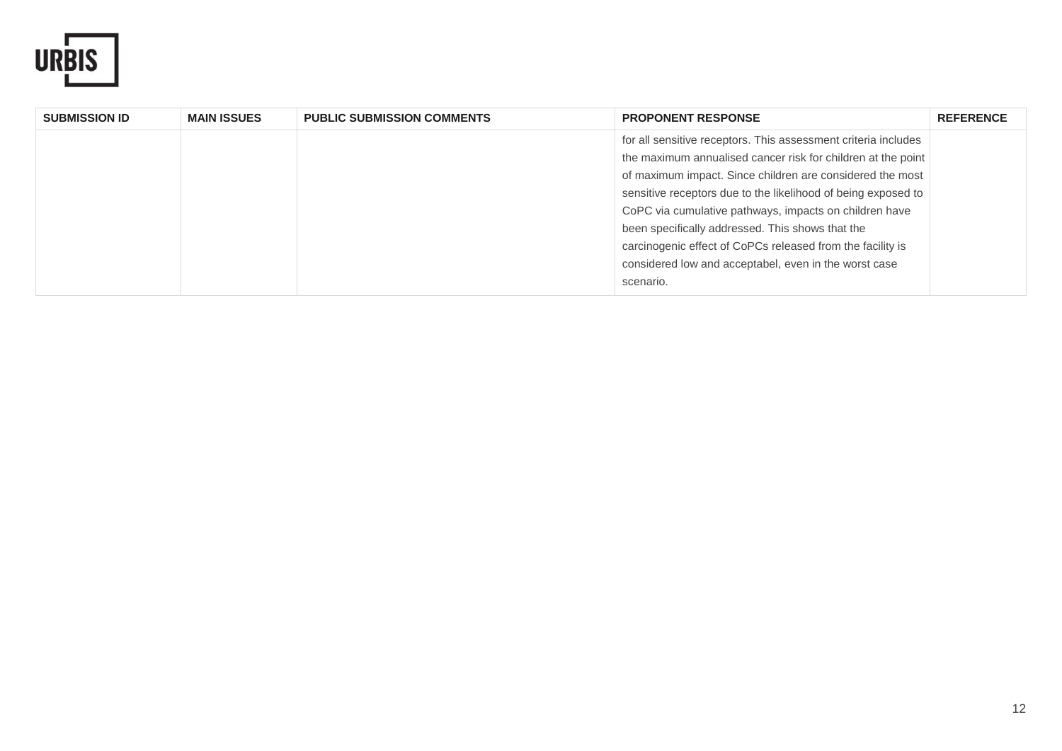| SUBMISSION ID | MAIN ISSUES | PUBLIC SUBMISSION COMMENTS | PROPONENT RESPONSE | REFERENCE |
|---|---|---|---|---|
| | | | for all sensitive receptors. This assessment criteria includes the maximum annualised cancer risk for children at the point of maximum impact. Since children are considered the most sensitive receptors due to the likelihood of being exposed to CoPC via cumulative pathways, impacts on children have been specifically addressed. This shows that the carcinogenic effect of CoPCs released from the facility is considered low and acceptabel, even in the worst case scenario. | |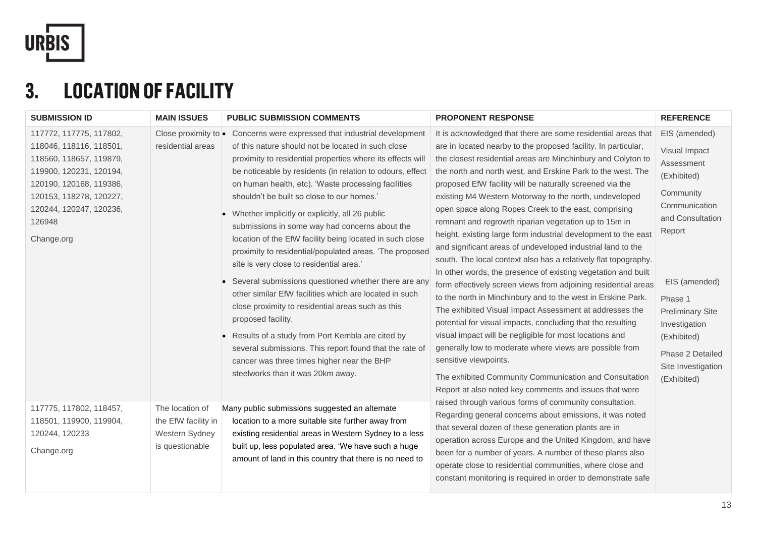# 3. LOCATION OF FACILITY

| SUBMISSION ID | MAIN ISSUES | PUBLIC SUBMISSION COMMENTS | PROPONENT RESPONSE | REFERENCE |
|---|---|---|---|---|
| 117772, 117775, 117802, 118046, 118116, 118501, 118560, 118657, 119879, 119900, 120231, 120194, 120190, 120168, 119386, 120153, 118278, 120227, 120244, 120247, 120236, 126948<br><br>Change.org | Close proximity to residential areas | • Concerns were expressed that industrial development of this nature should not be located in such close proximity to residential properties where its effects will be noticeable by residents (in relation to odours, effect on human health, etc). 'Waste processing facilities shouldn't be built so close to our homes.'<br>• Whether implicitly or explicitly, all 26 public submissions in some way had concerns about the location of the EfW facility being located in such close proximity to residential/populated areas. 'The proposed site is very close to residential area.'<br>• Several submissions questioned whether there are any other similar EfW facilities which are located in such close proximity to residential areas such as this proposed facility.<br>• Results of a study from Port Kembla are cited by several submissions. This report found that the rate of cancer was three times higher near the BHP steelworks than it was 20km away. | It is acknowledged that there are some residential areas that are in located nearby to the proposed facility. In particular, the closest residential areas are Minchinbury and Colyton to the north and north west, and Erskine Park to the west. The proposed EfW facility will be naturally screened via the existing M4 Western Motorway to the north, undeveloped open space along Ropes Creek to the east, comprising remnant and regrowth riparian vegetation up to 15m in height, existing large form industrial development to the east and significant areas of undeveloped industrial land to the south. The local context also has a relatively flat topography. In other words, the presence of existing vegetation and built form effectively screen views from adjoining residential areas to the north in Minchinbury and to the west in Erskine Park. The exhibited Visual Impact Assessment at addresses the potential for visual impacts, concluding that the resulting visual impact will be negligible for most locations and generally low to moderate where views are possible from sensitive viewpoints.<br><br>The exhibited Community Communication and Consultation Report at also noted key comments and issues that were raised through various forms of community consultation. Regarding general concerns about emissions, it was noted that several dozen of these generation plants are in operation across Europe and the United Kingdom, and have been for a number of years. A number of these plants also operate close to residential communities, where close and constant monitoring is required in order to demonstrate safe | EIS (amended)<br><br>Visual Impact Assessment (Exhibited)<br><br>Community Communication and Consultation Report<br><br>EIS (amended)<br><br>Phase 1 Preliminary Site Investigation (Exhibited)<br><br>Phase 2 Detailed Site Investigation (Exhibited) |
| 117775, 117802, 118457, 118501, 119900, 119904, 120244, 120233<br><br>Change.org | The location of the EfW facility in Western Sydney is questionable | Many public submissions suggested an alternate location to a more suitable site further away from existing residential areas in Western Sydney to a less built up, less populated area. 'We have such a huge amount of land in this country that there is no need to | | |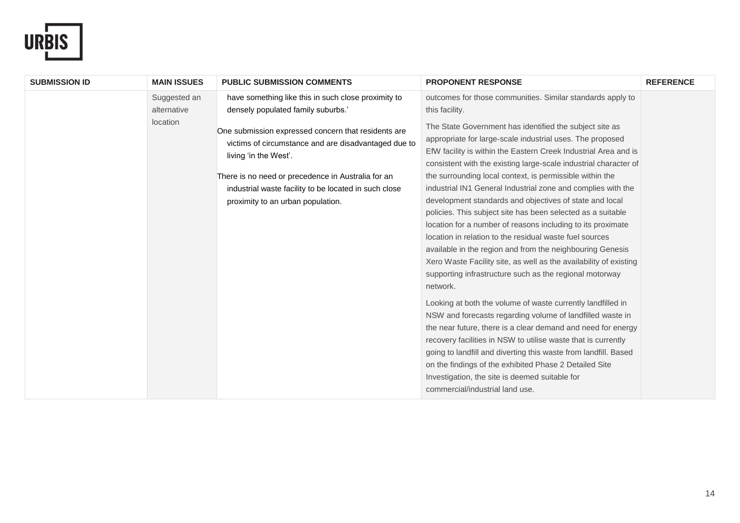| SUBMISSION ID | MAIN ISSUES | PUBLIC SUBMISSION COMMENTS | PROPONENT RESPONSE | REFERENCE |
|---|---|---|---|---|
| | Suggested an alternative location | have something like this in such close proximity to densely populated family suburbs.'<br><br>One submission expressed concern that residents are victims of circumstance and are disadvantaged due to living 'in the West'.<br><br>There is no need or precedence in Australia for an industrial waste facility to be located in such close proximity to an urban population. | outcomes for those communities. Similar standards apply to this facility.<br><br>The State Government has identified the subject site as appropriate for large-scale industrial uses. The proposed EfW facility is within the Eastern Creek Industrial Area and is consistent with the existing large-scale industrial character of the surrounding local context, is permissible within the industrial IN1 General Industrial zone and complies with the development standards and objectives of state and local policies. This subject site has been selected as a suitable location for a number of reasons including to its proximate location in relation to the residual waste fuel sources available in the region and from the neighbouring Genesis Xero Waste Facility site, as well as the availability of existing supporting infrastructure such as the regional motorway network.<br><br>Looking at both the volume of waste currently landfilled in NSW and forecasts regarding volume of landfilled waste in the near future, there is a clear demand and need for energy recovery facilities in NSW to utilise waste that is currently going to landfill and diverting this waste from landfill. Based on the findings of the exhibited Phase 2 Detailed Site Investigation, the site is deemed suitable for commercial/industrial land use. | |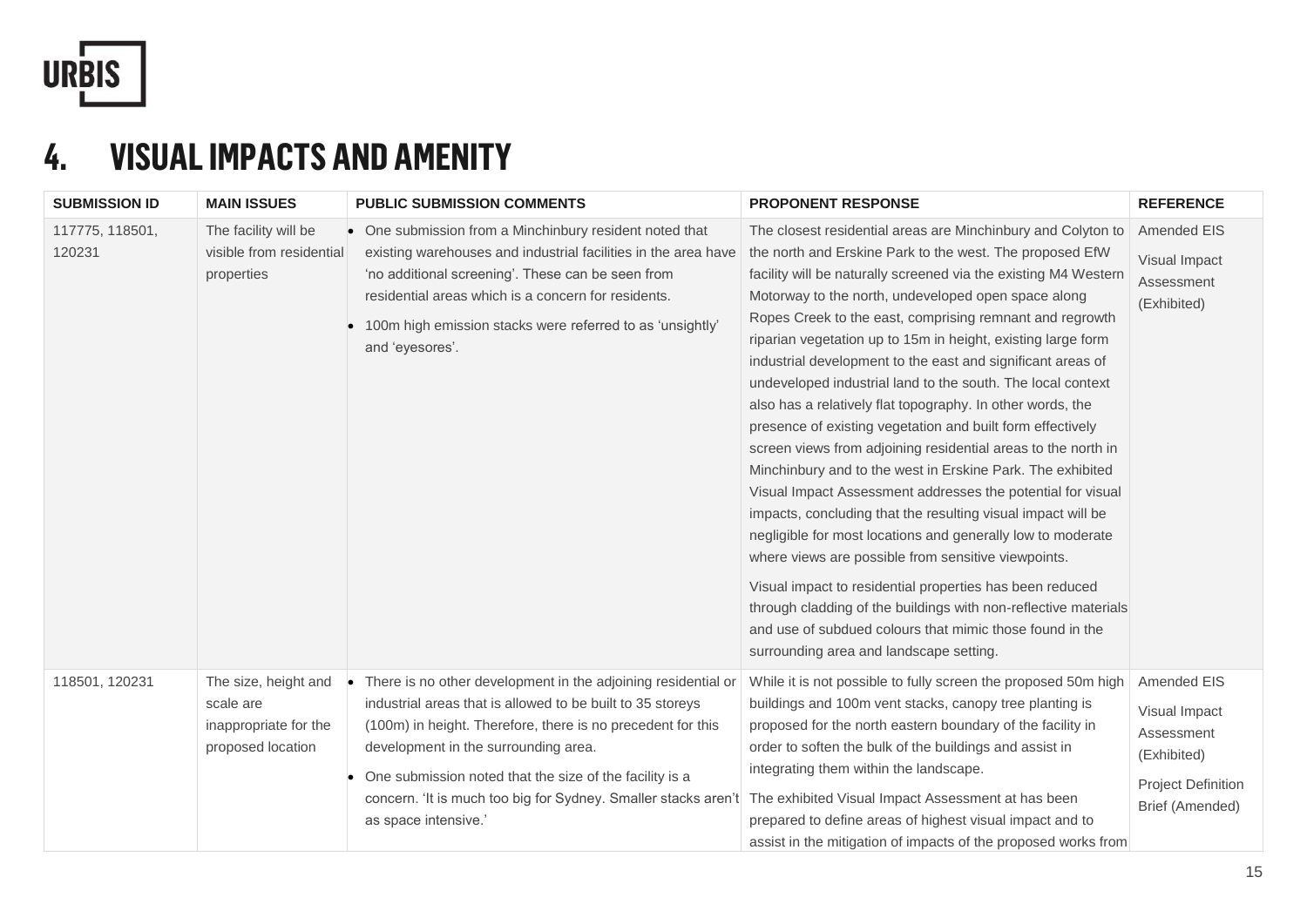# 4. VISUAL IMPACTS AND AMENITY

| SUBMISSION ID | MAIN ISSUES | PUBLIC SUBMISSION COMMENTS | PROPONENT RESPONSE | REFERENCE |
|---|---|---|---|---|
| 117775, 118501, 120231 | The facility will be visible from residential properties | • One submission from a Minchinbury resident noted that existing warehouses and industrial facilities in the area have 'no additional screening'. These can be seen from residential areas which is a concern for residents.<br>• 100m high emission stacks were referred to as 'unsightly' and 'eyesores'. | The closest residential areas are Minchinbury and Colyton to the north and Erskine Park to the west. The proposed EfW facility will be naturally screened via the existing M4 Western Motorway to the north, undeveloped open space along Ropes Creek to the east, comprising remnant and regrowth riparian vegetation up to 15m in height, existing large form industrial development to the east and significant areas of undeveloped industrial land to the south. The local context also has a relatively flat topography. In other words, the presence of existing vegetation and built form effectively screen views from adjoining residential areas to the north in Minchinbury and to the west in Erskine Park. The exhibited Visual Impact Assessment addresses the potential for visual impacts, concluding that the resulting visual impact will be negligible for most locations and generally low to moderate where views are possible from sensitive viewpoints.<br><br>Visual impact to residential properties has been reduced through cladding of the buildings with non-reflective materials and use of subdued colours that mimic those found in the surrounding area and landscape setting. | Amended EIS<br><br>Visual Impact Assessment (Exhibited) |
| 118501, 120231 | The size, height and scale are inappropriate for the proposed location | • There is no other development in the adjoining residential or industrial areas that is allowed to be built to 35 storeys (100m) in height. Therefore, there is no precedent for this development in the surrounding area.<br>• One submission noted that the size of the facility is a concern. 'It is much too big for Sydney. Smaller stacks aren't as space intensive.' | While it is not possible to fully screen the proposed 50m high buildings and 100m vent stacks, canopy tree planting is proposed for the north eastern boundary of the facility in order to soften the bulk of the buildings and assist in integrating them within the landscape.<br><br>The exhibited Visual Impact Assessment at has been prepared to define areas of highest visual impact and to assist in the mitigation of impacts of the proposed works from | Amended EIS<br><br>Visual Impact Assessment (Exhibited)<br><br>Project Definition Brief (Amended) |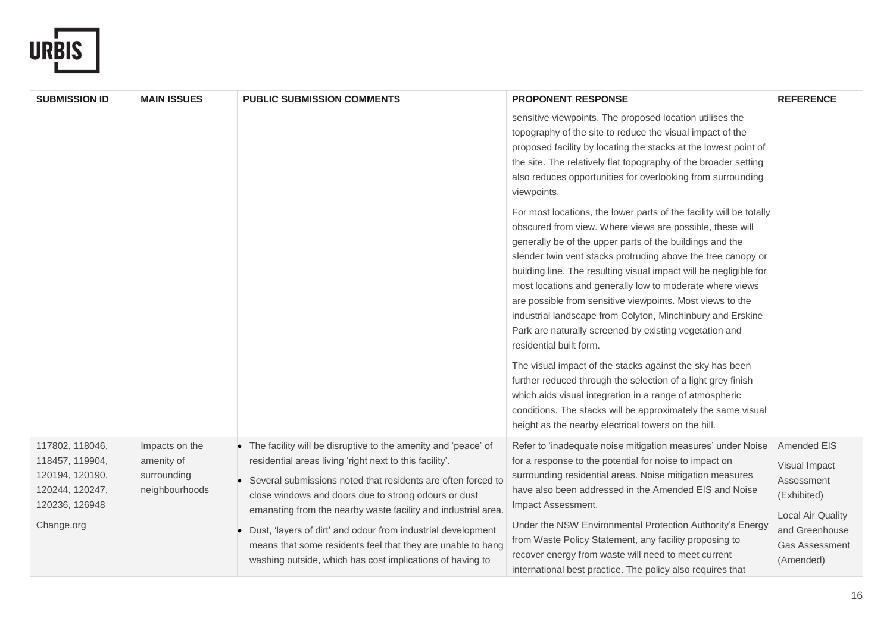| SUBMISSION ID | MAIN ISSUES | PUBLIC SUBMISSION COMMENTS | PROPONENT RESPONSE | REFERENCE |
|---|---|---|---|---|
| | | | sensitive viewpoints. The proposed location utilises the topography of the site to reduce the visual impact of the proposed facility by locating the stacks at the lowest point of the site. The relatively flat topography of the broader setting also reduces opportunities for overlooking from surrounding viewpoints.<br><br>For most locations, the lower parts of the facility will be totally obscured from view. Where views are possible, these will generally be of the upper parts of the buildings and the slender twin vent stacks protruding above the tree canopy or building line. The resulting visual impact will be negligible for most locations and generally low to moderate where views are possible from sensitive viewpoints. Most views to the industrial landscape from Colyton, Minchinbury and Erskine Park are naturally screened by existing vegetation and residential built form.<br><br>The visual impact of the stacks against the sky has been further reduced through the selection of a light grey finish which aids visual integration in a range of atmospheric conditions. The stacks will be approximately the same visual height as the nearby electrical towers on the hill. | |
| 117802, 118046, 118457, 119904, 120194, 120190, 120244, 120247, 120236, 126948<br><br>Change.org | Impacts on the amenity of surrounding neighbourhoods | • The facility will be disruptive to the amenity and 'peace' of residential areas living 'right next to this facility'.<br>• Several submissions noted that residents are often forced to close windows and doors due to strong odours or dust emanating from the nearby waste facility and industrial area.<br>• Dust, 'layers of dirt' and odour from industrial development means that some residents feel that they are unable to hang washing outside, which has cost implications of having to | Refer to 'inadequate noise mitigation measures' under Noise for a response to the potential for noise to impact on surrounding residential areas. Noise mitigation measures have also been addressed in the Amended EIS and Noise Impact Assessment.<br><br>Under the NSW Environmental Protection Authority's Energy from Waste Policy Statement, any facility proposing to recover energy from waste will need to meet current international best practice. The policy also requires that | Amended EIS<br><br>Visual Impact Assessment (Exhibited)<br><br>Local Air Quality and Greenhouse Gas Assessment (Amended) |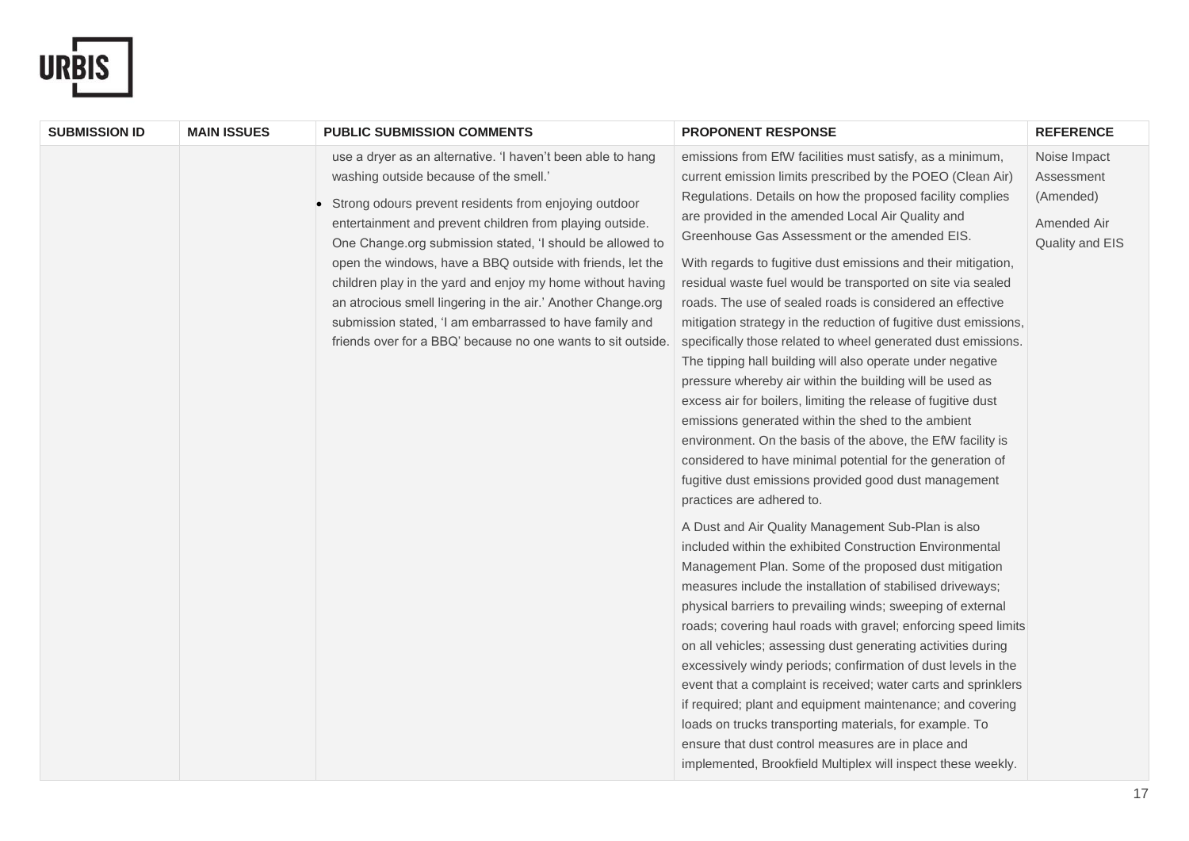| SUBMISSION ID | MAIN ISSUES | PUBLIC SUBMISSION COMMENTS | PROPONENT RESPONSE | REFERENCE |
|---|---|---|---|---|
| | | use a dryer as an alternative. 'I haven't been able to hang washing outside because of the smell.'<br>• Strong odours prevent residents from enjoying outdoor entertainment and prevent children from playing outside. One Change.org submission stated, 'I should be allowed to open the windows, have a BBQ outside with friends, let the children play in the yard and enjoy my home without having an atrocious smell lingering in the air.' Another Change.org submission stated, 'I am embarrassed to have family and friends over for a BBQ' because no one wants to sit outside. | emissions from EfW facilities must satisfy, as a minimum, current emission limits prescribed by the POEO (Clean Air) Regulations. Details on how the proposed facility complies are provided in the amended Local Air Quality and Greenhouse Gas Assessment or the amended EIS.<br><br>With regards to fugitive dust emissions and their mitigation, residual waste fuel would be transported on site via sealed roads. The use of sealed roads is considered an effective mitigation strategy in the reduction of fugitive dust emissions, specifically those related to wheel generated dust emissions. The tipping hall building will also operate under negative pressure whereby air within the building will be used as excess air for boilers, limiting the release of fugitive dust emissions generated within the shed to the ambient environment. On the basis of the above, the EfW facility is considered to have minimal potential for the generation of fugitive dust emissions provided good dust management practices are adhered to.<br><br>A Dust and Air Quality Management Sub-Plan is also included within the exhibited Construction Environmental Management Plan. Some of the proposed dust mitigation measures include the installation of stabilised driveways; physical barriers to prevailing winds; sweeping of external roads; covering haul roads with gravel; enforcing speed limits on all vehicles; assessing dust generating activities during excessively windy periods; confirmation of dust levels in the event that a complaint is received; water carts and sprinklers if required; plant and equipment maintenance; and covering loads on trucks transporting materials, for example. To ensure that dust control measures are in place and implemented, Brookfield Multiplex will inspect these weekly. | Noise Impact Assessment (Amended)<br><br>Amended Air Quality and EIS |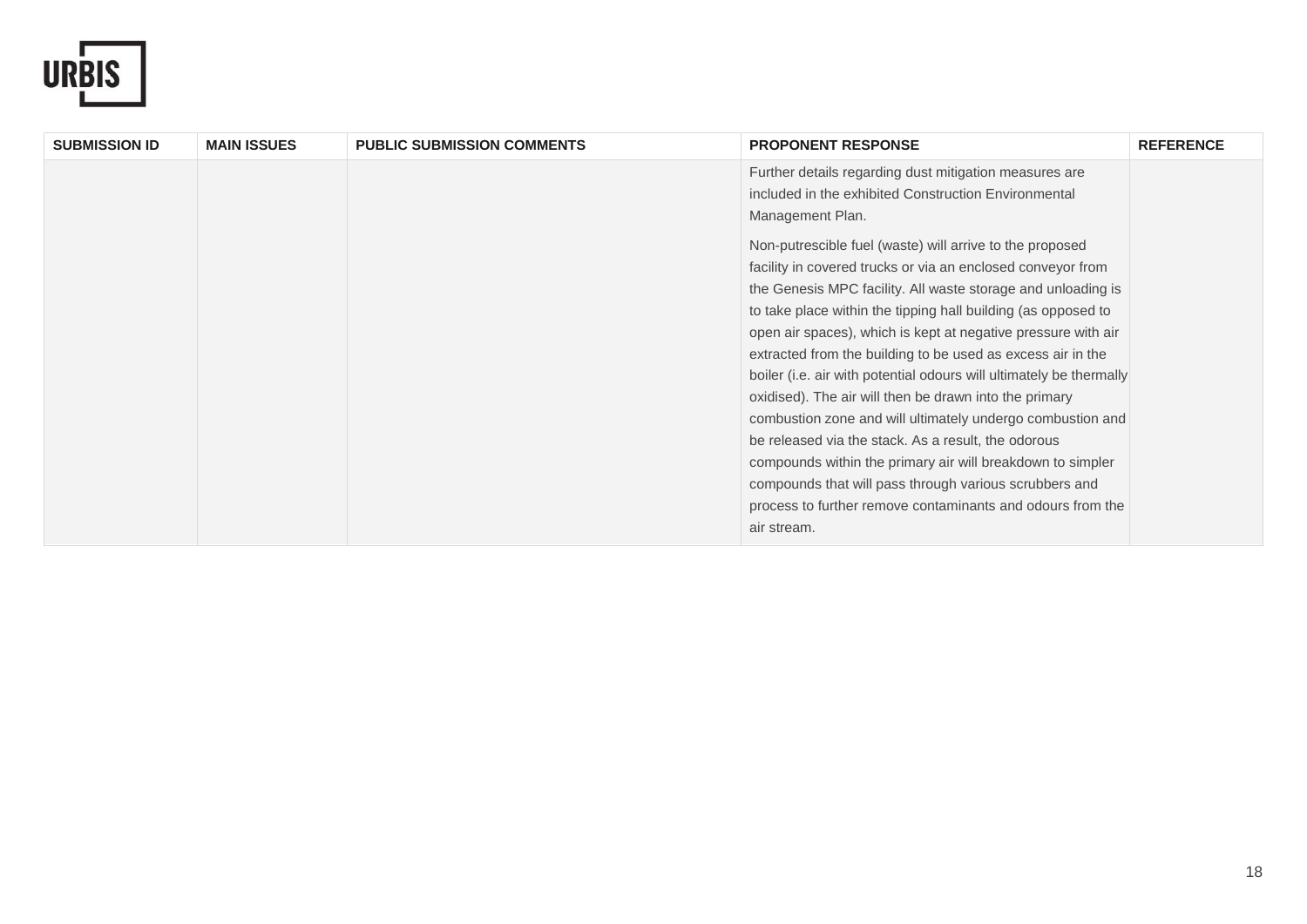| SUBMISSION ID | MAIN ISSUES | PUBLIC SUBMISSION COMMENTS | PROPONENT RESPONSE | REFERENCE |
|---|---|---|---|---|
| | | | Further details regarding dust mitigation measures are included in the exhibited Construction Environmental Management Plan.<br><br>Non-putrescible fuel (waste) will arrive to the proposed facility in covered trucks or via an enclosed conveyor from the Genesis MPC facility. All waste storage and unloading is to take place within the tipping hall building (as opposed to open air spaces), which is kept at negative pressure with air extracted from the building to be used as excess air in the boiler (i.e. air with potential odours will ultimately be thermally oxidised). The air will then be drawn into the primary combustion zone and will ultimately undergo combustion and be released via the stack. As a result, the odorous compounds within the primary air will breakdown to simpler compounds that will pass through various scrubbers and process to further remove contaminants and odours from the air stream. | |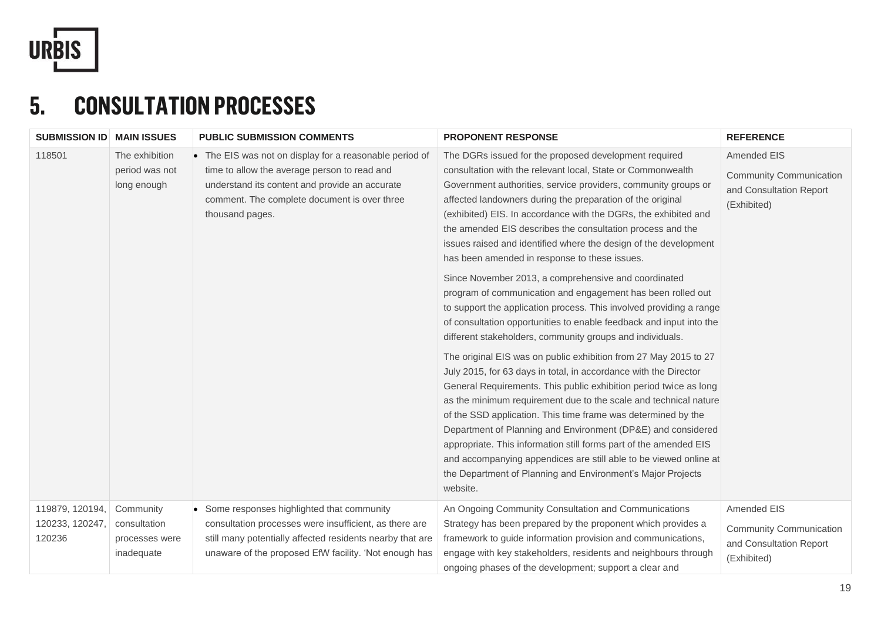## 5. CONSULTATION PROCESSES

| SUBMISSION ID | MAIN ISSUES | PUBLIC SUBMISSION COMMENTS | PROPONENT RESPONSE | REFERENCE |
|---|---|---|---|---|
| 118501 | The exhibition period was not long enough | • The EIS was not on display for a reasonable period of time to allow the average person to read and understand its content and provide an accurate comment. The complete document is over three thousand pages. | The DGRs issued for the proposed development required consultation with the relevant local, State or Commonwealth Government authorities, service providers, community groups or affected landowners during the preparation of the original (exhibited) EIS. In accordance with the DGRs, the exhibited and the amended EIS describes the consultation process and the issues raised and identified where the design of the development has been amended in response to these issues.<br><br>Since November 2013, a comprehensive and coordinated program of communication and engagement has been rolled out to support the application process. This involved providing a range of consultation opportunities to enable feedback and input into the different stakeholders, community groups and individuals.<br><br>The original EIS was on public exhibition from 27 May 2015 to 27 July 2015, for 63 days in total, in accordance with the Director General Requirements. This public exhibition period twice as long as the minimum requirement due to the scale and technical nature of the SSD application. This time frame was determined by the Department of Planning and Environment (DP&E) and considered appropriate. This information still forms part of the amended EIS and accompanying appendices are still able to be viewed online at the Department of Planning and Environment's Major Projects website. | Amended EIS<br><br>Community Communication and Consultation Report (Exhibited) |
| 119879, 120194, 120233, 120247, 120236 | Community consultation processes were inadequate | • Some responses highlighted that community consultation processes were insufficient, as there are still many potentially affected residents nearby that are unaware of the proposed EfW facility. 'Not enough has | An Ongoing Community Consultation and Communications Strategy has been prepared by the proponent which provides a framework to guide information provision and communications, engage with key stakeholders, residents and neighbours through ongoing phases of the development; support a clear and | Amended EIS<br><br>Community Communication and Consultation Report (Exhibited) |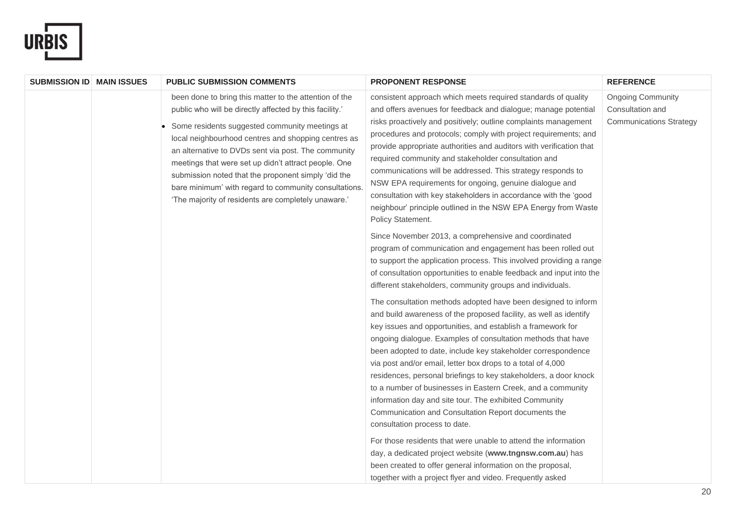| SUBMISSION ID | MAIN ISSUES | PUBLIC SUBMISSION COMMENTS | PROPONENT RESPONSE | REFERENCE |
|---|---|---|---|---|
| | | been done to bring this matter to the attention of the public who will be directly affected by this facility.'<br>• Some residents suggested community meetings at local neighbourhood centres and shopping centres as an alternative to DVDs sent via post. The community meetings that were set up didn't attract people. One submission noted that the proponent simply 'did the bare minimum' with regard to community consultations. 'The majority of residents are completely unaware.' | consistent approach which meets required standards of quality and offers avenues for feedback and dialogue; manage potential risks proactively and positively; outline complaints management procedures and protocols; comply with project requirements; and provide appropriate authorities and auditors with verification that required community and stakeholder consultation and communications will be addressed. This strategy responds to NSW EPA requirements for ongoing, genuine dialogue and consultation with key stakeholders in accordance with the 'good neighbour' principle outlined in the NSW EPA Energy from Waste Policy Statement.<br><br>Since November 2013, a comprehensive and coordinated program of communication and engagement has been rolled out to support the application process. This involved providing a range of consultation opportunities to enable feedback and input into the different stakeholders, community groups and individuals.<br><br>The consultation methods adopted have been designed to inform and build awareness of the proposed facility, as well as identify key issues and opportunities, and establish a framework for ongoing dialogue. Examples of consultation methods that have been adopted to date, include key stakeholder correspondence via post and/or email, letter box drops to a total of 4,000 residences, personal briefings to key stakeholders, a door knock to a number of businesses in Eastern Creek, and a community information day and site tour. The exhibited Community Communication and Consultation Report documents the consultation process to date.<br><br>For those residents that were unable to attend the information day, a dedicated project website (**www.tngnsw.com.au**) has been created to offer general information on the proposal, together with a project flyer and video. Frequently asked | Ongoing Community Consultation and Communications Strategy |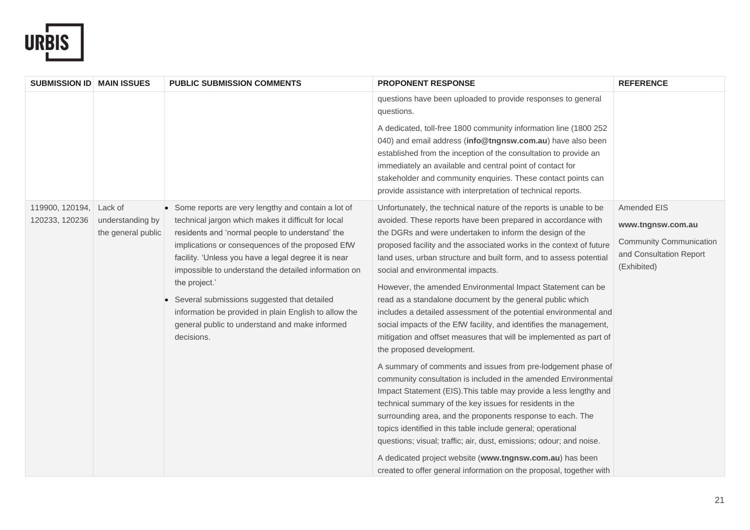| SUBMISSION ID | MAIN ISSUES | PUBLIC SUBMISSION COMMENTS | PROPONENT RESPONSE | REFERENCE |
|---|---|---|---|---|
| | | | questions have been uploaded to provide responses to general questions.<br><br>A dedicated, toll-free 1800 community information line (1800 252 040) and email address (**info@tngnsw.com.au**) have also been established from the inception of the consultation to provide an immediately an available and central point of contact for stakeholder and community enquiries. These contact points can provide assistance with interpretation of technical reports. | |
| 119900, 120194, 120233, 120236 | Lack of understanding by the general public | • Some reports are very lengthy and contain a lot of technical jargon which makes it difficult for local residents and 'normal people to understand' the implications or consequences of the proposed EfW facility. 'Unless you have a legal degree it is near impossible to understand the detailed information on the project.'<br>• Several submissions suggested that detailed information be provided in plain English to allow the general public to understand and make informed decisions. | Unfortunately, the technical nature of the reports is unable to be avoided. These reports have been prepared in accordance with the DGRs and were undertaken to inform the design of the proposed facility and the associated works in the context of future land uses, urban structure and built form, and to assess potential social and environmental impacts.<br><br>However, the amended Environmental Impact Statement can be read as a standalone document by the general public which includes a detailed assessment of the potential environmental and social impacts of the EfW facility, and identifies the management, mitigation and offset measures that will be implemented as part of the proposed development.<br><br>A summary of comments and issues from pre-lodgement phase of community consultation is included in the amended Environmental Impact Statement (EIS).This table may provide a less lengthy and technical summary of the key issues for residents in the surrounding area, and the proponents response to each. The topics identified in this table include general; operational questions; visual; traffic; air, dust, emissions; odour; and noise.<br><br>A dedicated project website (**www.tngnsw.com.au**) has been created to offer general information on the proposal, together with | Amended EIS<br><br>**www.tngnsw.com.au**<br><br>Community Communication and Consultation Report (Exhibited) |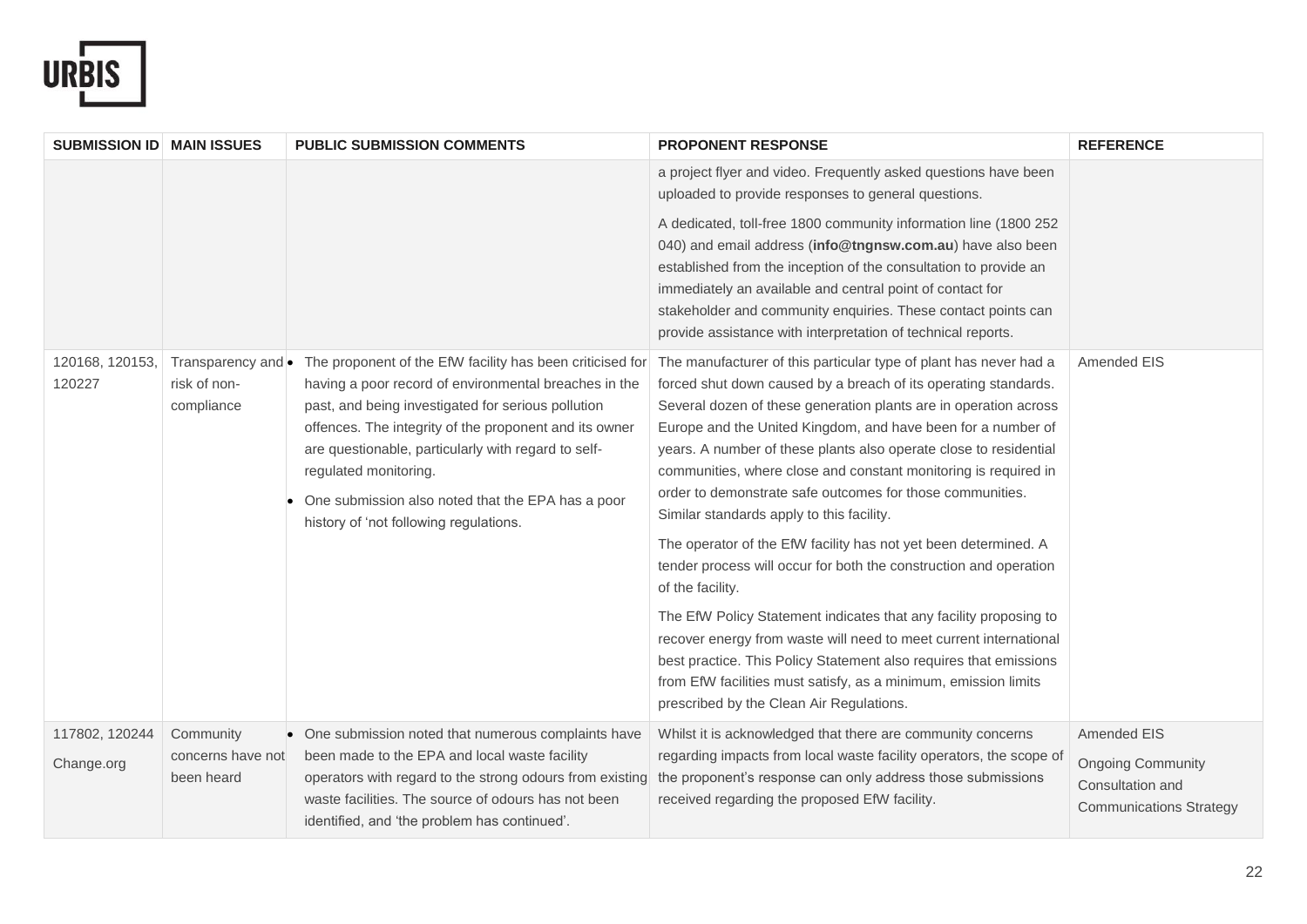| SUBMISSION ID | MAIN ISSUES | PUBLIC SUBMISSION COMMENTS | PROPONENT RESPONSE | REFERENCE |
|---|---|---|---|---|
| | | | a project flyer and video. Frequently asked questions have been uploaded to provide responses to general questions.<br><br>A dedicated, toll-free 1800 community information line (1800 252 040) and email address (**info@tngnsw.com.au**) have also been established from the inception of the consultation to provide an immediately an available and central point of contact for stakeholder and community enquiries. These contact points can provide assistance with interpretation of technical reports. | |
| 120168, 120153, 120227 | Transparency and risk of non-compliance | • The proponent of the EfW facility has been criticised for having a poor record of environmental breaches in the past, and being investigated for serious pollution offences. The integrity of the proponent and its owner are questionable, particularly with regard to self-regulated monitoring.<br>• One submission also noted that the EPA has a poor history of 'not following regulations. | The manufacturer of this particular type of plant has never had a forced shut down caused by a breach of its operating standards. Several dozen of these generation plants are in operation across Europe and the United Kingdom, and have been for a number of years. A number of these plants also operate close to residential communities, where close and constant monitoring is required in order to demonstrate safe outcomes for those communities. Similar standards apply to this facility.<br><br>The operator of the EfW facility has not yet been determined. A tender process will occur for both the construction and operation of the facility.<br><br>The EfW Policy Statement indicates that any facility proposing to recover energy from waste will need to meet current international best practice. This Policy Statement also requires that emissions from EfW facilities must satisfy, as a minimum, emission limits prescribed by the Clean Air Regulations. | Amended EIS |
| 117802, 120244<br><br>Change.org | Community concerns have not been heard | • One submission noted that numerous complaints have been made to the EPA and local waste facility operators with regard to the strong odours from existing waste facilities. The source of odours has not been identified, and 'the problem has continued'. | Whilst it is acknowledged that there are community concerns regarding impacts from local waste facility operators, the scope of the proponent's response can only address those submissions received regarding the proposed EfW facility. | Amended EIS<br><br>Ongoing Community Consultation and Communications Strategy |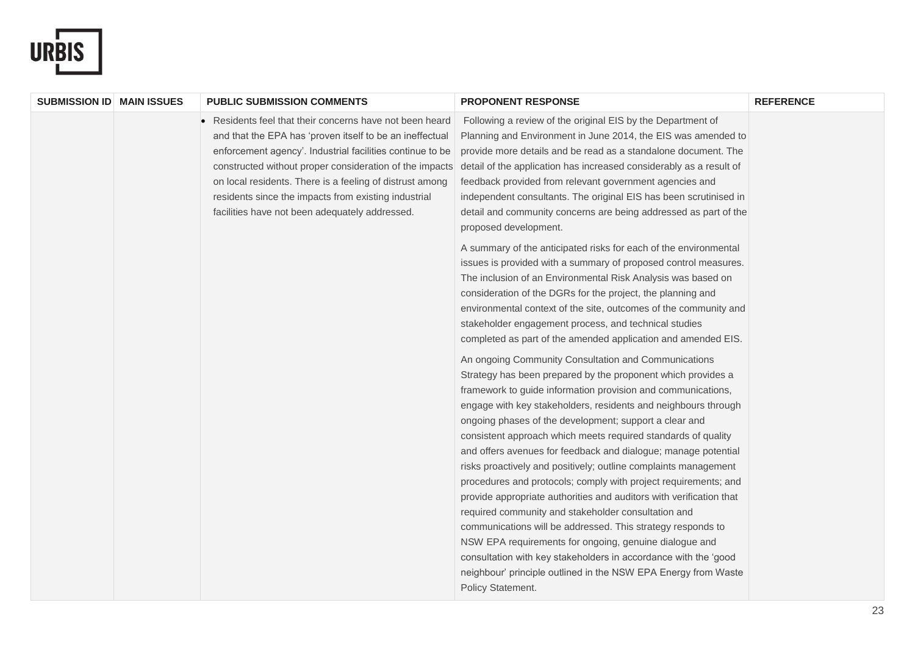| SUBMISSION ID | MAIN ISSUES | PUBLIC SUBMISSION COMMENTS | PROPONENT RESPONSE | REFERENCE |
| --- | --- | --- | --- | --- |
| | | • Residents feel that their concerns have not been heard and that the EPA has 'proven itself to be an ineffectual enforcement agency'. Industrial facilities continue to be constructed without proper consideration of the impacts on local residents. There is a feeling of distrust among residents since the impacts from existing industrial facilities have not been adequately addressed. | Following a review of the original EIS by the Department of Planning and Environment in June 2014, the EIS was amended to provide more details and be read as a standalone document. The detail of the application has increased considerably as a result of feedback provided from relevant government agencies and independent consultants. The original EIS has been scrutinised in detail and community concerns are being addressed as part of the proposed development.<br><br>A summary of the anticipated risks for each of the environmental issues is provided with a summary of proposed control measures. The inclusion of an Environmental Risk Analysis was based on consideration of the DGRs for the project, the planning and environmental context of the site, outcomes of the community and stakeholder engagement process, and technical studies completed as part of the amended application and amended EIS.<br><br>An ongoing Community Consultation and Communications Strategy has been prepared by the proponent which provides a framework to guide information provision and communications, engage with key stakeholders, residents and neighbours through ongoing phases of the development; support a clear and consistent approach which meets required standards of quality and offers avenues for feedback and dialogue; manage potential risks proactively and positively; outline complaints management procedures and protocols; comply with project requirements; and provide appropriate authorities and auditors with verification that required community and stakeholder consultation and communications will be addressed. This strategy responds to NSW EPA requirements for ongoing, genuine dialogue and consultation with key stakeholders in accordance with the 'good neighbour' principle outlined in the NSW EPA Energy from Waste Policy Statement. | |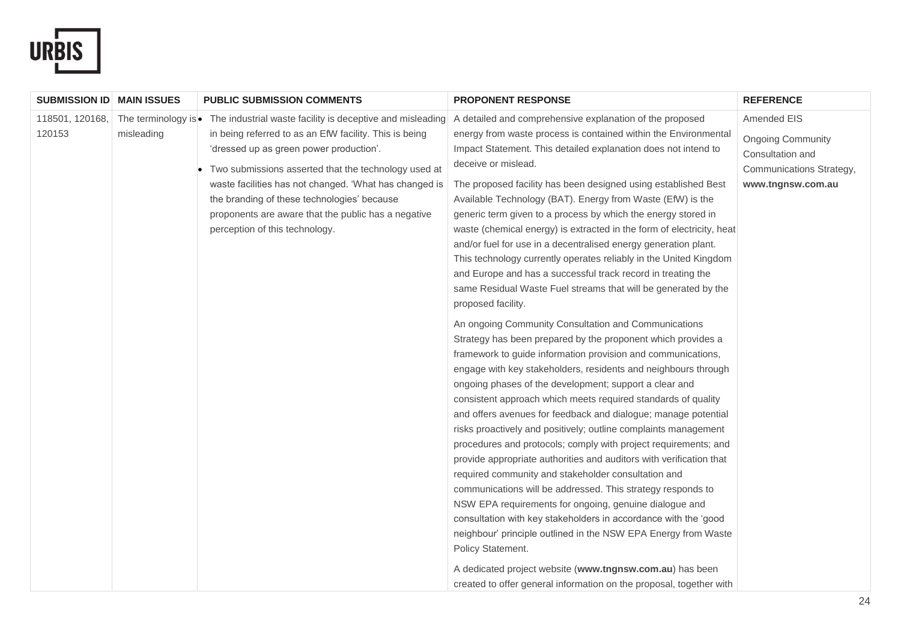| SUBMISSION ID | MAIN ISSUES | PUBLIC SUBMISSION COMMENTS | PROPONENT RESPONSE | REFERENCE |
|---|---|---|---|---|
| 118501, 120168, 120153 | The terminology is misleading | • The industrial waste facility is deceptive and misleading in being referred to as an EfW facility. This is being 'dressed up as green power production'.<br>• Two submissions asserted that the technology used at waste facilities has not changed. 'What has changed is the branding of these technologies' because proponents are aware that the public has a negative perception of this technology. | A detailed and comprehensive explanation of the proposed energy from waste process is contained within the Environmental Impact Statement. This detailed explanation does not intend to deceive or mislead.<br><br>The proposed facility has been designed using established Best Available Technology (BAT). Energy from Waste (EfW) is the generic term given to a process by which the energy stored in waste (chemical energy) is extracted in the form of electricity, heat and/or fuel for use in a decentralised energy generation plant. This technology currently operates reliably in the United Kingdom and Europe and has a successful track record in treating the same Residual Waste Fuel streams that will be generated by the proposed facility.<br><br>An ongoing Community Consultation and Communications Strategy has been prepared by the proponent which provides a framework to guide information provision and communications, engage with key stakeholders, residents and neighbours through ongoing phases of the development; support a clear and consistent approach which meets required standards of quality and offers avenues for feedback and dialogue; manage potential risks proactively and positively; outline complaints management procedures and protocols; comply with project requirements; and provide appropriate authorities and auditors with verification that required community and stakeholder consultation and communications will be addressed. This strategy responds to NSW EPA requirements for ongoing, genuine dialogue and consultation with key stakeholders in accordance with the 'good neighbour' principle outlined in the NSW EPA Energy from Waste Policy Statement.<br><br>A dedicated project website (**www.tngnsw.com.au**) has been created to offer general information on the proposal, together with | Amended EIS<br><br>Ongoing Community Consultation and Communications Strategy, **www.tngnsw.com.au** |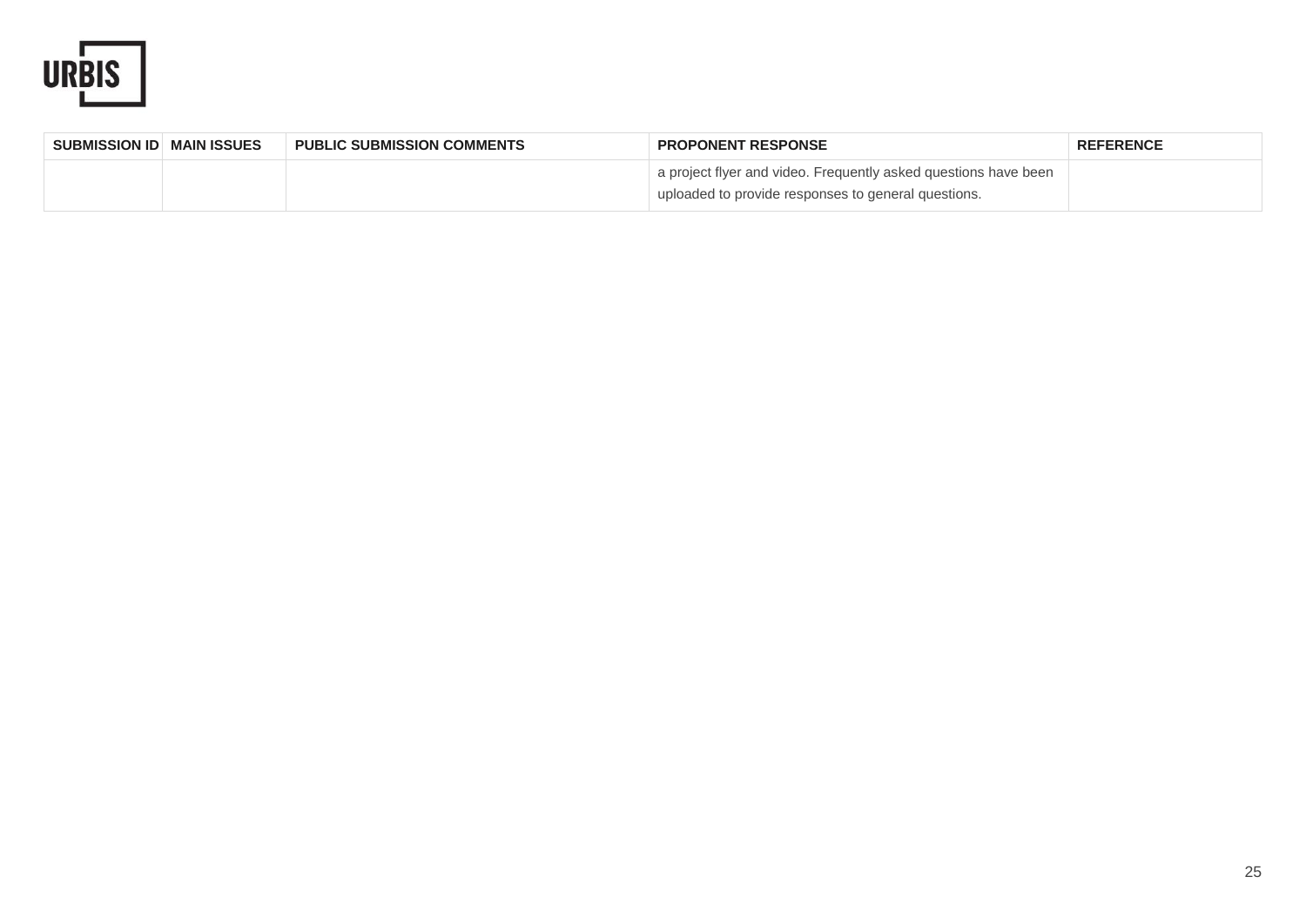| SUBMISSION ID | MAIN ISSUES | PUBLIC SUBMISSION COMMENTS | PROPONENT RESPONSE | REFERENCE |
|---|---|---|---|---|
| | | | a project flyer and video. Frequently asked questions have been uploaded to provide responses to general questions. | |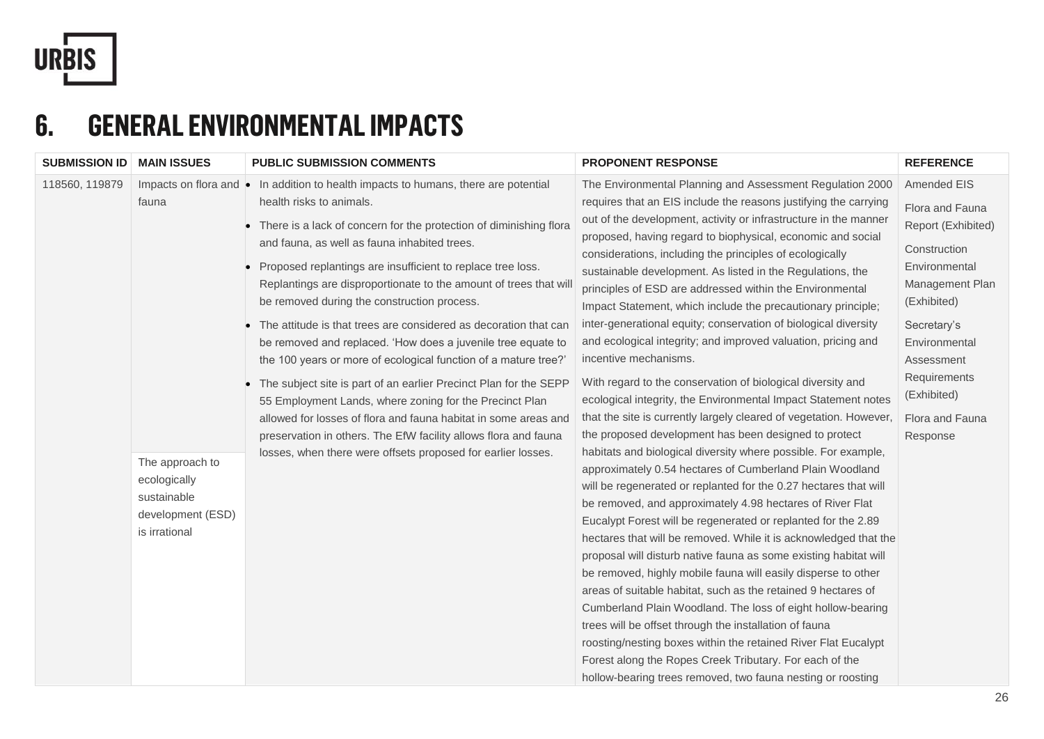# 6. GENERAL ENVIRONMENTAL IMPACTS

| SUBMISSION ID | MAIN ISSUES | PUBLIC SUBMISSION COMMENTS | PROPONENT RESPONSE | REFERENCE |
|---|---|---|---|---|
| 118560, 119879 | Impacts on flora and fauna<br><br>The approach to ecologically sustainable development (ESD) is irrational | • In addition to health impacts to humans, there are potential health risks to animals.<br>• There is a lack of concern for the protection of diminishing flora and fauna, as well as fauna inhabited trees.<br>• Proposed replantings are insufficient to replace tree loss. Replantings are disproportionate to the amount of trees that will be removed during the construction process.<br>• The attitude is that trees are considered as decoration that can be removed and replaced. 'How does a juvenile tree equate to the 100 years or more of ecological function of a mature tree?'<br>• The subject site is part of an earlier Precinct Plan for the SEPP 55 Employment Lands, where zoning for the Precinct Plan allowed for losses of flora and fauna habitat in some areas and preservation in others. The EfW facility allows flora and fauna losses, when there were offsets proposed for earlier losses. | The Environmental Planning and Assessment Regulation 2000 requires that an EIS include the reasons justifying the carrying out of the development, activity or infrastructure in the manner proposed, having regard to biophysical, economic and social considerations, including the principles of ecologically sustainable development. As listed in the Regulations, the principles of ESD are addressed within the Environmental Impact Statement, which include the precautionary principle; inter-generational equity; conservation of biological diversity and ecological integrity; and improved valuation, pricing and incentive mechanisms.<br><br>With regard to the conservation of biological diversity and ecological integrity, the Environmental Impact Statement notes that the site is currently largely cleared of vegetation. However, the proposed development has been designed to protect habitats and biological diversity where possible. For example, approximately 0.54 hectares of Cumberland Plain Woodland will be regenerated or replanted for the 0.27 hectares that will be removed, and approximately 4.98 hectares of River Flat Eucalypt Forest will be regenerated or replanted for the 2.89 hectares that will be removed. While it is acknowledged that the proposal will disturb native fauna as some existing habitat will be removed, highly mobile fauna will easily disperse to other areas of suitable habitat, such as the retained 9 hectares of Cumberland Plain Woodland. The loss of eight hollow-bearing trees will be offset through the installation of fauna roosting/nesting boxes within the retained River Flat Eucalypt Forest along the Ropes Creek Tributary. For each of the hollow-bearing trees removed, two fauna nesting or roosting | Amended EIS<br><br>Flora and Fauna Report (Exhibited)<br><br>Construction Environmental Management Plan (Exhibited)<br><br>Secretary's Environmental Assessment Requirements (Exhibited)<br><br>Flora and Fauna Response |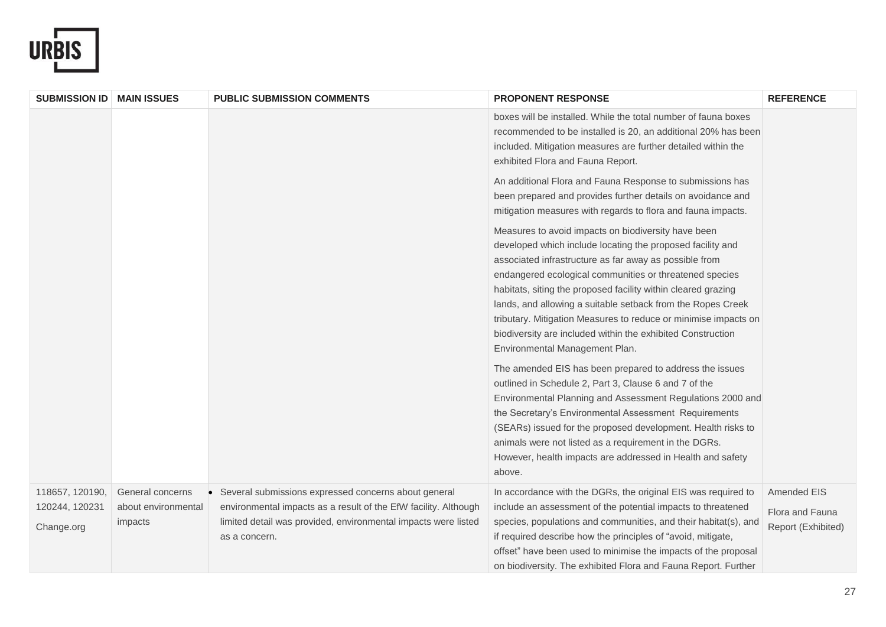| SUBMISSION ID | MAIN ISSUES | PUBLIC SUBMISSION COMMENTS | PROPONENT RESPONSE | REFERENCE |
|---|---|---|---|---|
| | | | boxes will be installed. While the total number of fauna boxes recommended to be installed is 20, an additional 20% has been included. Mitigation measures are further detailed within the exhibited Flora and Fauna Report.<br><br>An additional Flora and Fauna Response to submissions has been prepared and provides further details on avoidance and mitigation measures with regards to flora and fauna impacts.<br><br>Measures to avoid impacts on biodiversity have been developed which include locating the proposed facility and associated infrastructure as far away as possible from endangered ecological communities or threatened species habitats, siting the proposed facility within cleared grazing lands, and allowing a suitable setback from the Ropes Creek tributary. Mitigation Measures to reduce or minimise impacts on biodiversity are included within the exhibited Construction Environmental Management Plan.<br><br>The amended EIS has been prepared to address the issues outlined in Schedule 2, Part 3, Clause 6 and 7 of the Environmental Planning and Assessment Regulations 2000 and the Secretary's Environmental Assessment Requirements (SEARs) issued for the proposed development. Health risks to animals were not listed as a requirement in the DGRs. However, health impacts are addressed in Health and safety above. | |
| 118657, 120190, 120244, 120231<br><br>Change.org | General concerns about environmental impacts | • Several submissions expressed concerns about general environmental impacts as a result of the EfW facility. Although limited detail was provided, environmental impacts were listed as a concern. | In accordance with the DGRs, the original EIS was required to include an assessment of the potential impacts to threatened species, populations and communities, and their habitat(s), and if required describe how the principles of "avoid, mitigate, offset" have been used to minimise the impacts of the proposal on biodiversity. The exhibited Flora and Fauna Report. Further | Amended EIS<br><br>Flora and Fauna Report (Exhibited) |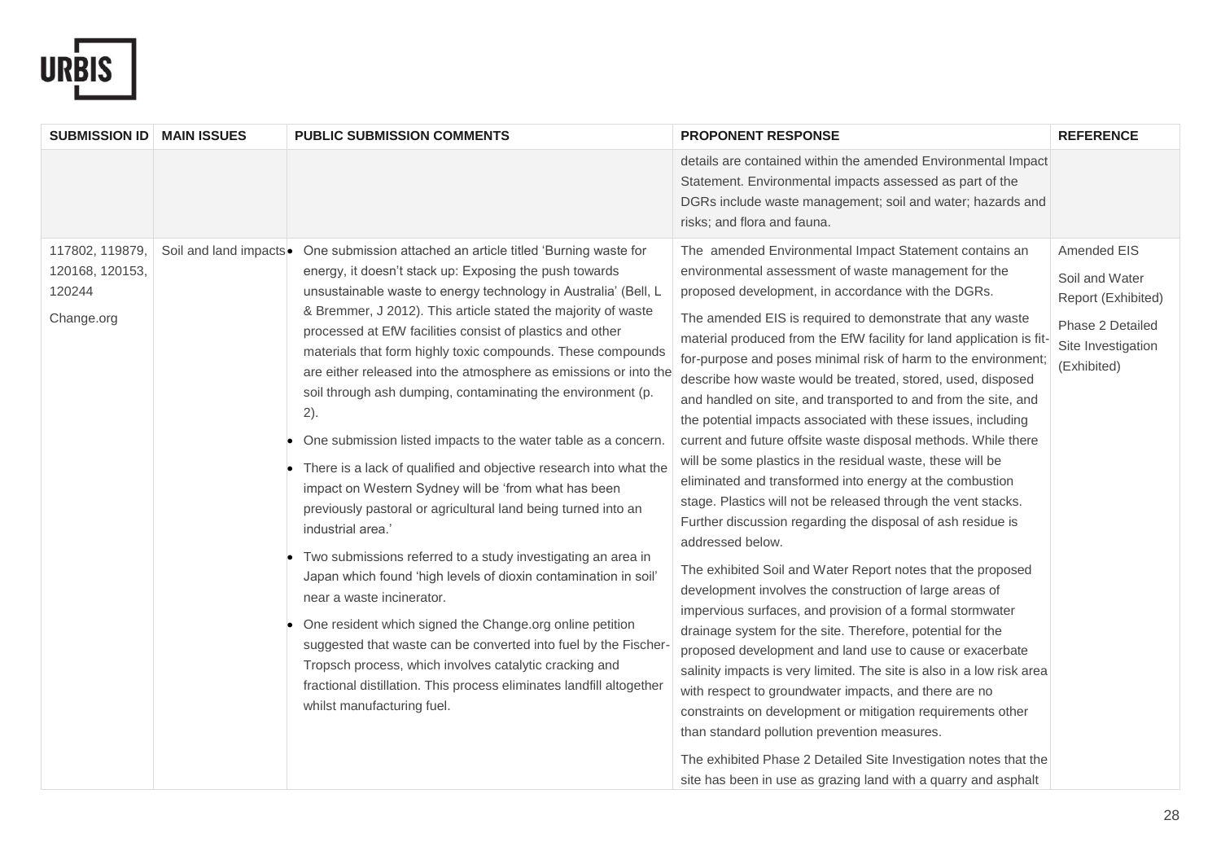| SUBMISSION ID | MAIN ISSUES | PUBLIC SUBMISSION COMMENTS | PROPONENT RESPONSE | REFERENCE |
|---|---|---|---|---|
| | | | details are contained within the amended Environmental Impact Statement. Environmental impacts assessed as part of the DGRs include waste management; soil and water; hazards and risks; and flora and fauna. | |
| 117802, 119879, 120168, 120153, 120244<br><br>Change.org | Soil and land impacts | • One submission attached an article titled 'Burning waste for energy, it doesn't stack up: Exposing the push towards unsustainable waste to energy technology in Australia' (Bell, L & Bremmer, J 2012). This article stated the majority of waste processed at EfW facilities consist of plastics and other materials that form highly toxic compounds. These compounds are either released into the atmosphere as emissions or into the soil through ash dumping, contaminating the environment (p. 2).<br>• One submission listed impacts to the water table as a concern.<br>• There is a lack of qualified and objective research into what the impact on Western Sydney will be 'from what has been previously pastoral or agricultural land being turned into an industrial area.'<br>• Two submissions referred to a study investigating an area in Japan which found 'high levels of dioxin contamination in soil' near a waste incinerator.<br>• One resident which signed the Change.org online petition suggested that waste can be converted into fuel by the Fischer-Tropsch process, which involves catalytic cracking and fractional distillation. This process eliminates landfill altogether whilst manufacturing fuel. | The amended Environmental Impact Statement contains an environmental assessment of waste management for the proposed development, in accordance with the DGRs.<br><br>The amended EIS is required to demonstrate that any waste material produced from the EfW facility for land application is fit-for-purpose and poses minimal risk of harm to the environment; describe how waste would be treated, stored, used, disposed and handled on site, and transported to and from the site, and the potential impacts associated with these issues, including current and future offsite waste disposal methods. While there will be some plastics in the residual waste, these will be eliminated and transformed into energy at the combustion stage. Plastics will not be released through the vent stacks. Further discussion regarding the disposal of ash residue is addressed below.<br><br>The exhibited Soil and Water Report notes that the proposed development involves the construction of large areas of impervious surfaces, and provision of a formal stormwater drainage system for the site. Therefore, potential for the proposed development and land use to cause or exacerbate salinity impacts is very limited. The site is also in a low risk area with respect to groundwater impacts, and there are no constraints on development or mitigation requirements other than standard pollution prevention measures.<br><br>The exhibited Phase 2 Detailed Site Investigation notes that the site has been in use as grazing land with a quarry and asphalt | Amended EIS<br><br>Soil and Water Report (Exhibited)<br><br>Phase 2 Detailed Site Investigation (Exhibited) |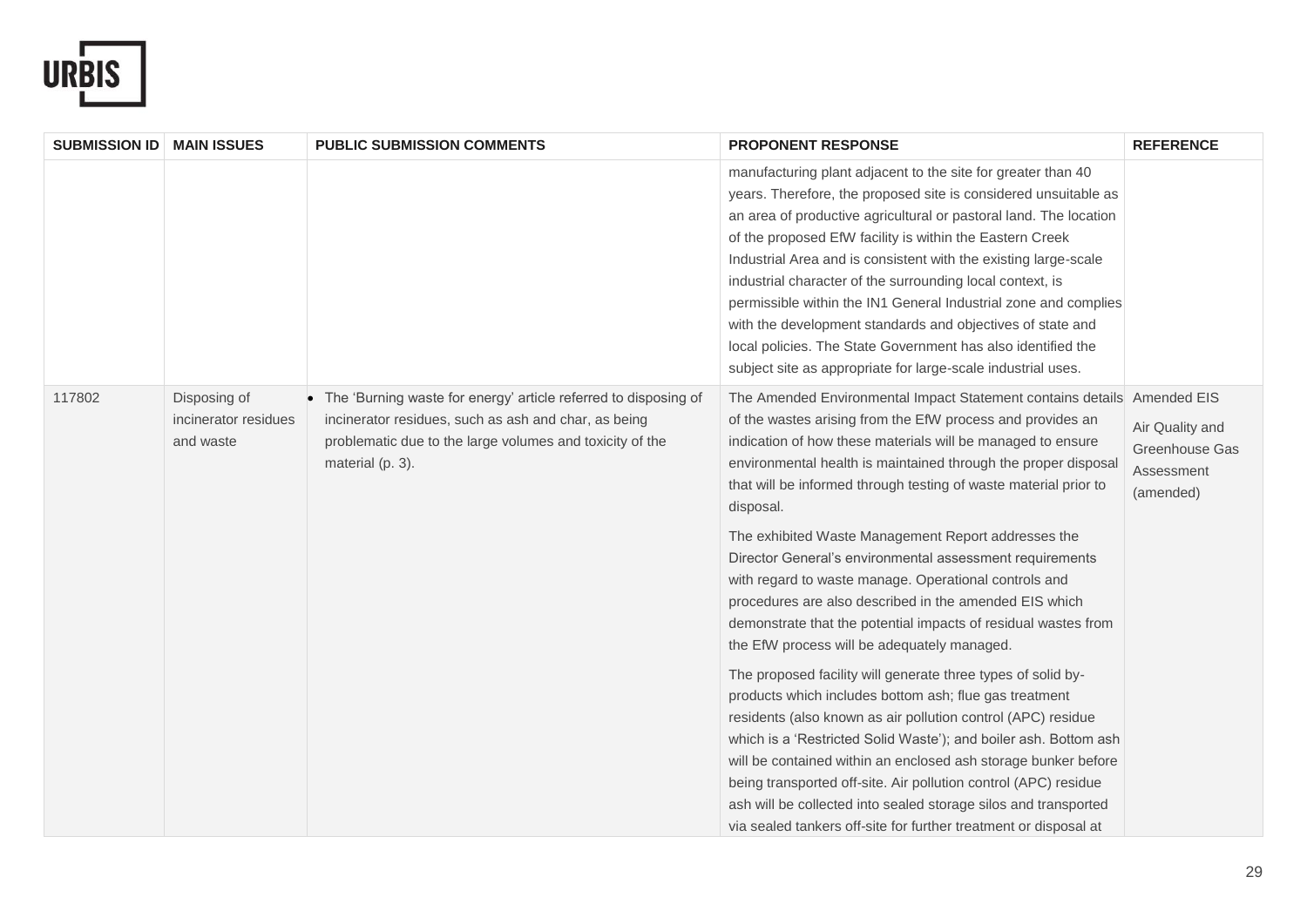| SUBMISSION ID | MAIN ISSUES | PUBLIC SUBMISSION COMMENTS | PROPONENT RESPONSE | REFERENCE |
|---|---|---|---|---|
| | | | manufacturing plant adjacent to the site for greater than 40 years. Therefore, the proposed site is considered unsuitable as an area of productive agricultural or pastoral land. The location of the proposed EfW facility is within the Eastern Creek Industrial Area and is consistent with the existing large-scale industrial character of the surrounding local context, is permissible within the IN1 General Industrial zone and complies with the development standards and objectives of state and local policies. The State Government has also identified the subject site as appropriate for large-scale industrial uses. | |
| 117802 | Disposing of incinerator residues and waste | • The 'Burning waste for energy' article referred to disposing of incinerator residues, such as ash and char, as being problematic due to the large volumes and toxicity of the material (p. 3). | The Amended Environmental Impact Statement contains details of the wastes arising from the EfW process and provides an indication of how these materials will be managed to ensure environmental health is maintained through the proper disposal that will be informed through testing of waste material prior to disposal.<br><br>The exhibited Waste Management Report addresses the Director General's environmental assessment requirements with regard to waste manage. Operational controls and procedures are also described in the amended EIS which demonstrate that the potential impacts of residual wastes from the EfW process will be adequately managed.<br><br>The proposed facility will generate three types of solid by-products which includes bottom ash; flue gas treatment residents (also known as air pollution control (APC) residue which is a 'Restricted Solid Waste'); and boiler ash. Bottom ash will be contained within an enclosed ash storage bunker before being transported off-site. Air pollution control (APC) residue ash will be collected into sealed storage silos and transported via sealed tankers off-site for further treatment or disposal at | Amended EIS<br><br>Air Quality and Greenhouse Gas Assessment (amended) |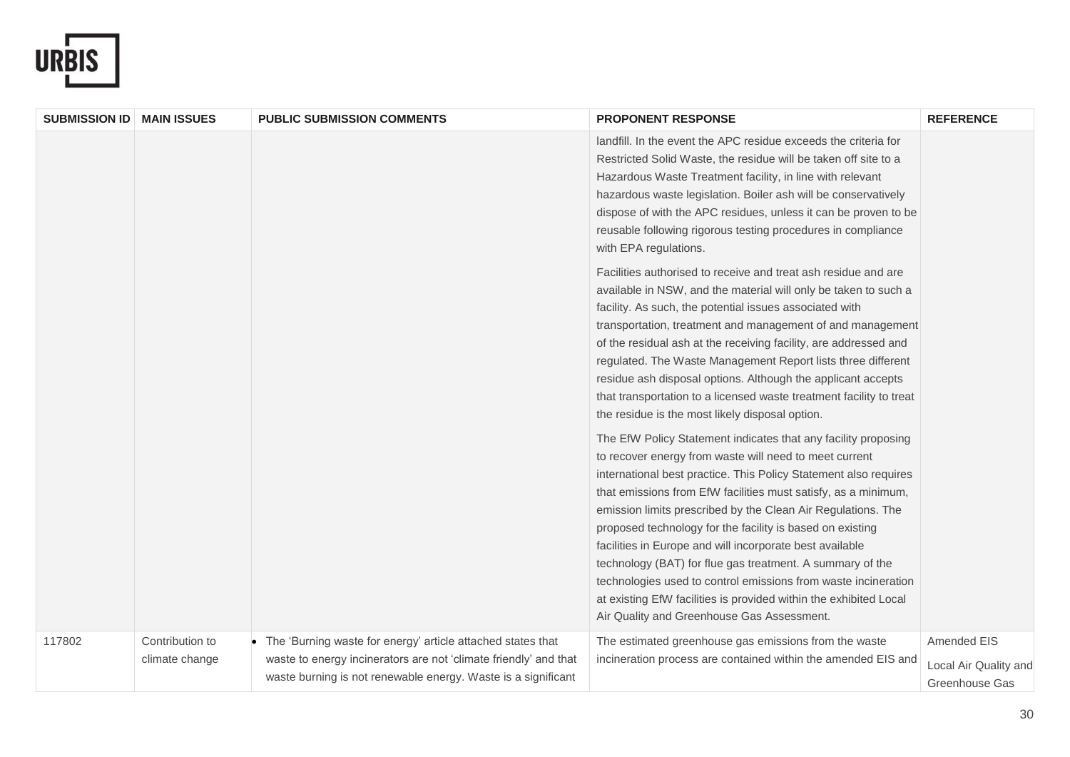| SUBMISSION ID | MAIN ISSUES | PUBLIC SUBMISSION COMMENTS | PROPONENT RESPONSE | REFERENCE |
|---|---|---|---|---|
| | | | landfill. In the event the APC residue exceeds the criteria for Restricted Solid Waste, the residue will be taken off site to a Hazardous Waste Treatment facility, in line with relevant hazardous waste legislation. Boiler ash will be conservatively dispose of with the APC residues, unless it can be proven to be reusable following rigorous testing procedures in compliance with EPA regulations.<br><br>Facilities authorised to receive and treat ash residue and are available in NSW, and the material will only be taken to such a facility. As such, the potential issues associated with transportation, treatment and management of and management of the residual ash at the receiving facility, are addressed and regulated. The Waste Management Report lists three different residue ash disposal options. Although the applicant accepts that transportation to a licensed waste treatment facility to treat the residue is the most likely disposal option.<br><br>The EfW Policy Statement indicates that any facility proposing to recover energy from waste will need to meet current international best practice. This Policy Statement also requires that emissions from EfW facilities must satisfy, as a minimum, emission limits prescribed by the Clean Air Regulations. The proposed technology for the facility is based on existing facilities in Europe and will incorporate best available technology (BAT) for flue gas treatment. A summary of the technologies used to control emissions from waste incineration at existing EfW facilities is provided within the exhibited Local Air Quality and Greenhouse Gas Assessment. | |
| 117802 | Contribution to climate change | • The 'Burning waste for energy' article attached states that waste to energy incinerators are not 'climate friendly' and that waste burning is not renewable energy. Waste is a significant | The estimated greenhouse gas emissions from the waste incineration process are contained within the amended EIS and | Amended EIS<br><br>Local Air Quality and Greenhouse Gas |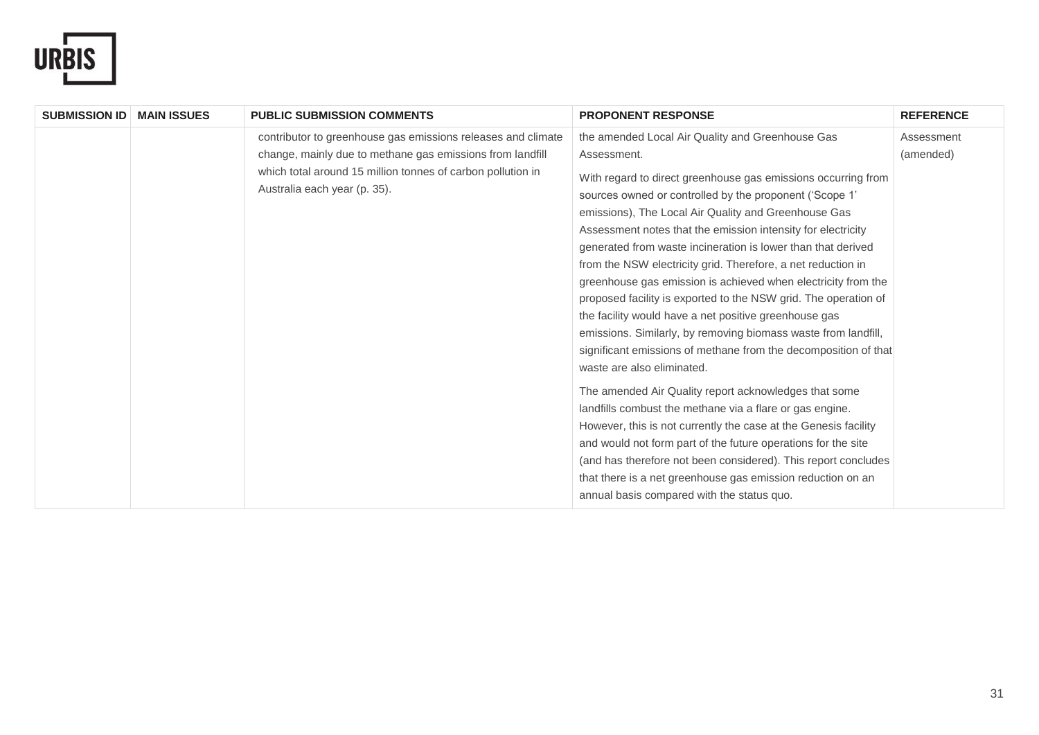| SUBMISSION ID | MAIN ISSUES | PUBLIC SUBMISSION COMMENTS | PROPONENT RESPONSE | REFERENCE |
|---|---|---|---|---|
| | | contributor to greenhouse gas emissions releases and climate change, mainly due to methane gas emissions from landfill which total around 15 million tonnes of carbon pollution in Australia each year (p. 35). | the amended Local Air Quality and Greenhouse Gas Assessment.<br><br>With regard to direct greenhouse gas emissions occurring from sources owned or controlled by the proponent ('Scope 1' emissions), The Local Air Quality and Greenhouse Gas Assessment notes that the emission intensity for electricity generated from waste incineration is lower than that derived from the NSW electricity grid. Therefore, a net reduction in greenhouse gas emission is achieved when electricity from the proposed facility is exported to the NSW grid. The operation of the facility would have a net positive greenhouse gas emissions. Similarly, by removing biomass waste from landfill, significant emissions of methane from the decomposition of that waste are also eliminated.<br><br>The amended Air Quality report acknowledges that some landfills combust the methane via a flare or gas engine. However, this is not currently the case at the Genesis facility and would not form part of the future operations for the site (and has therefore not been considered). This report concludes that there is a net greenhouse gas emission reduction on an annual basis compared with the status quo. | Assessment (amended) |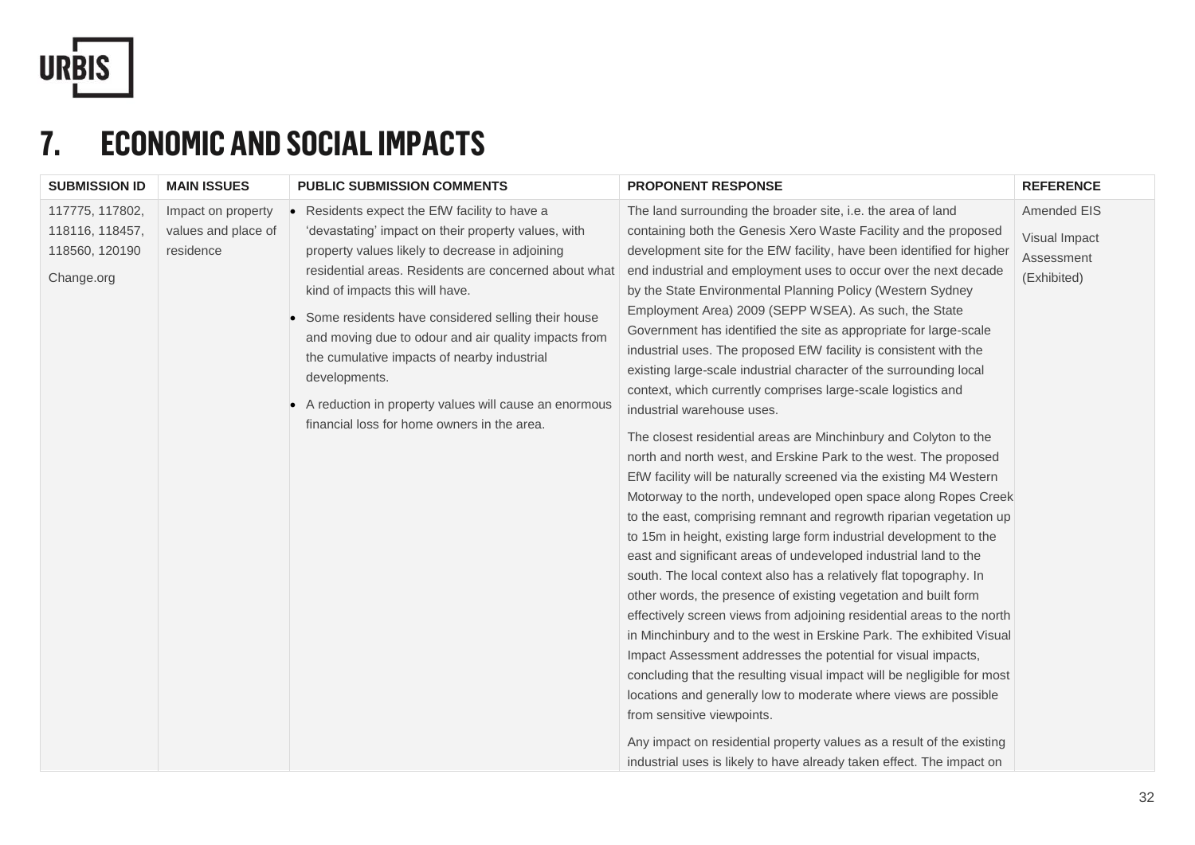# 7. ECONOMIC AND SOCIAL IMPACTS

| SUBMISSION ID | MAIN ISSUES | PUBLIC SUBMISSION COMMENTS | PROPONENT RESPONSE | REFERENCE |
|---|---|---|---|---|
| 117775, 117802, 118116, 118457, 118560, 120190<br><br>Change.org | Impact on property values and place of residence | • Residents expect the EfW facility to have a 'devastating' impact on their property values, with property values likely to decrease in adjoining residential areas. Residents are concerned about what kind of impacts this will have.<br>• Some residents have considered selling their house and moving due to odour and air quality impacts from the cumulative impacts of nearby industrial developments.<br>• A reduction in property values will cause an enormous financial loss for home owners in the area. | The land surrounding the broader site, i.e. the area of land containing both the Genesis Xero Waste Facility and the proposed development site for the EfW facility, have been identified for higher end industrial and employment uses to occur over the next decade by the State Environmental Planning Policy (Western Sydney Employment Area) 2009 (SEPP WSEA). As such, the State Government has identified the site as appropriate for large-scale industrial uses. The proposed EfW facility is consistent with the existing large-scale industrial character of the surrounding local context, which currently comprises large-scale logistics and industrial warehouse uses.<br><br>The closest residential areas are Minchinbury and Colyton to the north and north west, and Erskine Park to the west. The proposed EfW facility will be naturally screened via the existing M4 Western Motorway to the north, undeveloped open space along Ropes Creek to the east, comprising remnant and regrowth riparian vegetation up to 15m in height, existing large form industrial development to the east and significant areas of undeveloped industrial land to the south. The local context also has a relatively flat topography. In other words, the presence of existing vegetation and built form effectively screen views from adjoining residential areas to the north in Minchinbury and to the west in Erskine Park. The exhibited Visual Impact Assessment addresses the potential for visual impacts, concluding that the resulting visual impact will be negligible for most locations and generally low to moderate where views are possible from sensitive viewpoints.<br><br>Any impact on residential property values as a result of the existing industrial uses is likely to have already taken effect. The impact on | Amended EIS<br><br>Visual Impact Assessment (Exhibited) |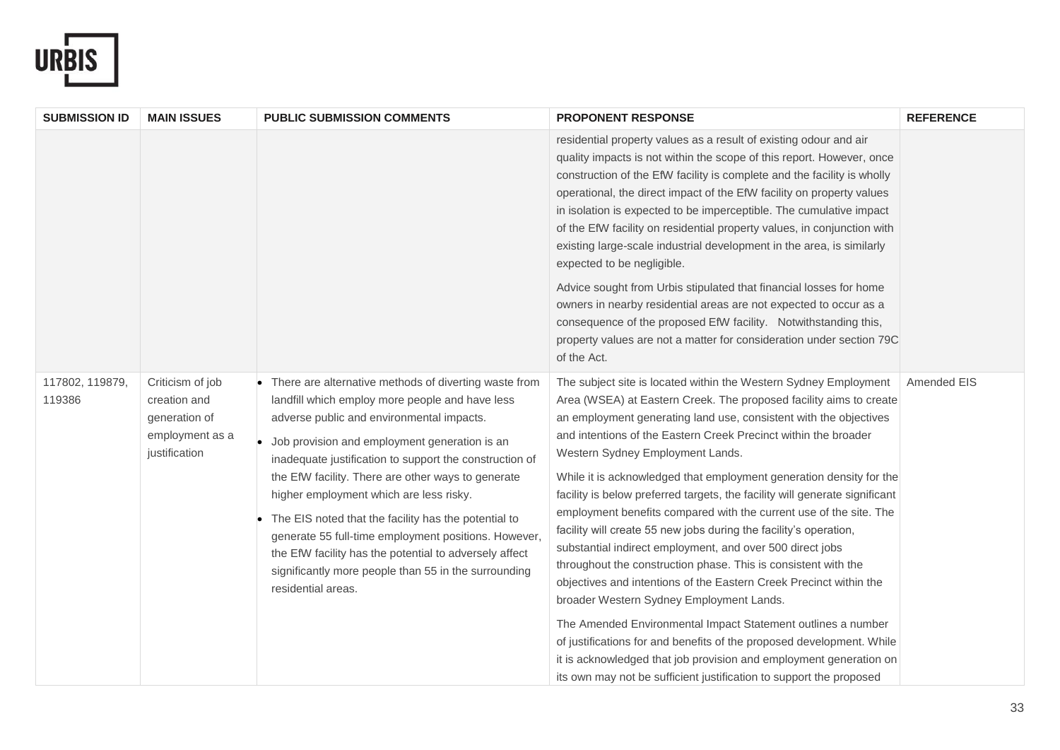| SUBMISSION ID | MAIN ISSUES | PUBLIC SUBMISSION COMMENTS | PROPONENT RESPONSE | REFERENCE |
|---|---|---|---|---|
| | | | residential property values as a result of existing odour and air quality impacts is not within the scope of this report. However, once construction of the EfW facility is complete and the facility is wholly operational, the direct impact of the EfW facility on property values in isolation is expected to be imperceptible. The cumulative impact of the EfW facility on residential property values, in conjunction with existing large-scale industrial development in the area, is similarly expected to be negligible.<br><br>Advice sought from Urbis stipulated that financial losses for home owners in nearby residential areas are not expected to occur as a consequence of the proposed EfW facility. Notwithstanding this, property values are not a matter for consideration under section 79C of the Act. | |
| 117802, 119879, 119386 | Criticism of job creation and generation of employment as a justification | • There are alternative methods of diverting waste from landfill which employ more people and have less adverse public and environmental impacts.<br>• Job provision and employment generation is an inadequate justification to support the construction of the EfW facility. There are other ways to generate higher employment which are less risky.<br>• The EIS noted that the facility has the potential to generate 55 full-time employment positions. However, the EfW facility has the potential to adversely affect significantly more people than 55 in the surrounding residential areas. | The subject site is located within the Western Sydney Employment Area (WSEA) at Eastern Creek. The proposed facility aims to create an employment generating land use, consistent with the objectives and intentions of the Eastern Creek Precinct within the broader Western Sydney Employment Lands.<br><br>While it is acknowledged that employment generation density for the facility is below preferred targets, the facility will generate significant employment benefits compared with the current use of the site. The facility will create 55 new jobs during the facility's operation, substantial indirect employment, and over 500 direct jobs throughout the construction phase. This is consistent with the objectives and intentions of the Eastern Creek Precinct within the broader Western Sydney Employment Lands.<br><br>The Amended Environmental Impact Statement outlines a number of justifications for and benefits of the proposed development. While it is acknowledged that job provision and employment generation on its own may not be sufficient justification to support the proposed | Amended EIS |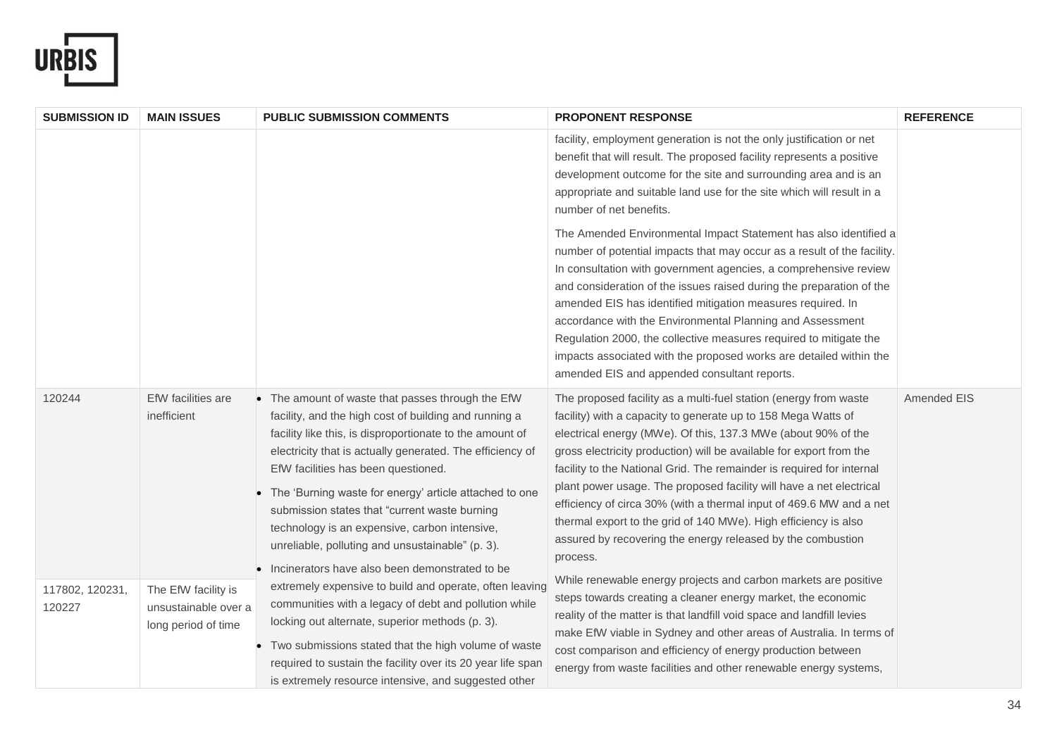| SUBMISSION ID | MAIN ISSUES | PUBLIC SUBMISSION COMMENTS | PROPONENT RESPONSE | REFERENCE |
|---|---|---|---|---|
| | | | facility, employment generation is not the only justification or net benefit that will result. The proposed facility represents a positive development outcome for the site and surrounding area and is an appropriate and suitable land use for the site which will result in a number of net benefits.<br><br>The Amended Environmental Impact Statement has also identified a number of potential impacts that may occur as a result of the facility. In consultation with government agencies, a comprehensive review and consideration of the issues raised during the preparation of the amended EIS has identified mitigation measures required. In accordance with the Environmental Planning and Assessment Regulation 2000, the collective measures required to mitigate the impacts associated with the proposed works are detailed within the amended EIS and appended consultant reports. | |
| 120244 | EfW facilities are inefficient | • The amount of waste that passes through the EfW facility, and the high cost of building and running a facility like this, is disproportionate to the amount of electricity that is actually generated. The efficiency of EfW facilities has been questioned.<br>• The 'Burning waste for energy' article attached to one submission states that "current waste burning technology is an expensive, carbon intensive, unreliable, polluting and unsustainable" (p. 3).<br>• Incinerators have also been demonstrated to be extremely expensive to build and operate, often leaving communities with a legacy of debt and pollution while locking out alternate, superior methods (p. 3).<br>• Two submissions stated that the high volume of waste required to sustain the facility over its 20 year life span is extremely resource intensive, and suggested other | The proposed facility as a multi-fuel station (energy from waste facility) with a capacity to generate up to 158 Mega Watts of electrical energy (MWe). Of this, 137.3 MWe (about 90% of the gross electricity production) will be available for export from the facility to the National Grid. The remainder is required for internal plant power usage. The proposed facility will have a net electrical efficiency of circa 30% (with a thermal input of 469.6 MW and a net thermal export to the grid of 140 MWe). High efficiency is also assured by recovering the energy released by the combustion process.<br><br>While renewable energy projects and carbon markets are positive steps towards creating a cleaner energy market, the economic reality of the matter is that landfill void space and landfill levies make EfW viable in Sydney and other areas of Australia. In terms of cost comparison and efficiency of energy production between energy from waste facilities and other renewable energy systems, | Amended EIS |
| 117802, 120231, 120227 | The EfW facility is unsustainable over a long period of time | | | |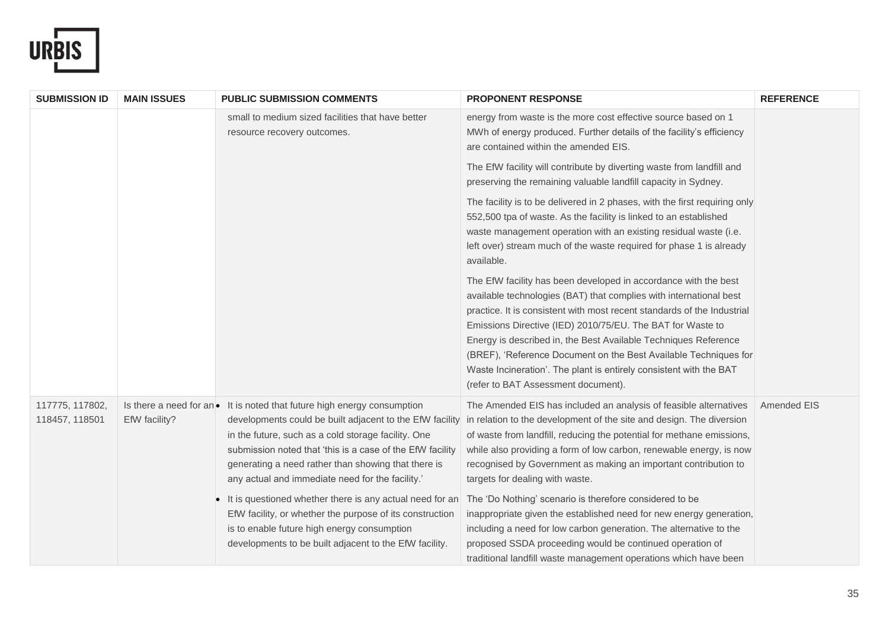| SUBMISSION ID | MAIN ISSUES | PUBLIC SUBMISSION COMMENTS | PROPONENT RESPONSE | REFERENCE |
|---|---|---|---|---|
| | | small to medium sized facilities that have better resource recovery outcomes. | energy from waste is the more cost effective source based on 1 MWh of energy produced. Further details of the facility's efficiency are contained within the amended EIS.<br><br>The EfW facility will contribute by diverting waste from landfill and preserving the remaining valuable landfill capacity in Sydney.<br><br>The facility is to be delivered in 2 phases, with the first requiring only 552,500 tpa of waste. As the facility is linked to an established waste management operation with an existing residual waste (i.e. left over) stream much of the waste required for phase 1 is already available.<br><br>The EfW facility has been developed in accordance with the best available technologies (BAT) that complies with international best practice. It is consistent with most recent standards of the Industrial Emissions Directive (IED) 2010/75/EU. The BAT for Waste to Energy is described in, the Best Available Techniques Reference (BREF), 'Reference Document on the Best Available Techniques for Waste Incineration'. The plant is entirely consistent with the BAT (refer to BAT Assessment document). | |
| 117775, 117802, 118457, 118501 | Is there a need for an EfW facility? | • It is noted that future high energy consumption developments could be built adjacent to the EfW facility in the future, such as a cold storage facility. One submission noted that 'this is a case of the EfW facility generating a need rather than showing that there is any actual and immediate need for the facility.'<br><br>• It is questioned whether there is any actual need for an EfW facility, or whether the purpose of its construction is to enable future high energy consumption developments to be built adjacent to the EfW facility. | The Amended EIS has included an analysis of feasible alternatives in relation to the development of the site and design. The diversion of waste from landfill, reducing the potential for methane emissions, while also providing a form of low carbon, renewable energy, is now recognised by Government as making an important contribution to targets for dealing with waste.<br><br>The 'Do Nothing' scenario is therefore considered to be inappropriate given the established need for new energy generation, including a need for low carbon generation. The alternative to the proposed SSDA proceeding would be continued operation of traditional landfill waste management operations which have been | Amended EIS |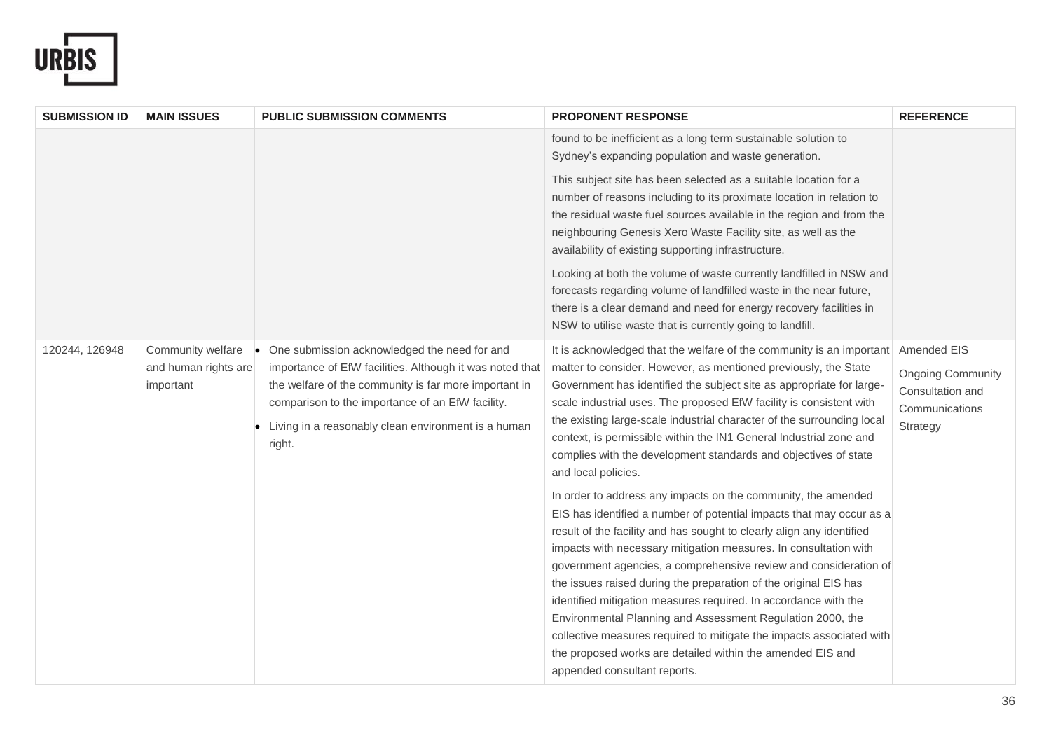| SUBMISSION ID | MAIN ISSUES | PUBLIC SUBMISSION COMMENTS | PROPONENT RESPONSE | REFERENCE |
|---|---|---|---|---|
| | | | found to be inefficient as a long term sustainable solution to Sydney's expanding population and waste generation.<br><br>This subject site has been selected as a suitable location for a number of reasons including to its proximate location in relation to the residual waste fuel sources available in the region and from the neighbouring Genesis Xero Waste Facility site, as well as the availability of existing supporting infrastructure.<br><br>Looking at both the volume of waste currently landfilled in NSW and forecasts regarding volume of landfilled waste in the near future, there is a clear demand and need for energy recovery facilities in NSW to utilise waste that is currently going to landfill. | |
| 120244, 126948 | Community welfare and human rights are important | • One submission acknowledged the need for and importance of EfW facilities. Although it was noted that the welfare of the community is far more important in comparison to the importance of an EfW facility.<br>• Living in a reasonably clean environment is a human right. | It is acknowledged that the welfare of the community is an important matter to consider. However, as mentioned previously, the State Government has identified the subject site as appropriate for large-scale industrial uses. The proposed EfW facility is consistent with the existing large-scale industrial character of the surrounding local context, is permissible within the IN1 General Industrial zone and complies with the development standards and objectives of state and local policies.<br><br>In order to address any impacts on the community, the amended EIS has identified a number of potential impacts that may occur as a result of the facility and has sought to clearly align any identified impacts with necessary mitigation measures. In consultation with government agencies, a comprehensive review and consideration of the issues raised during the preparation of the original EIS has identified mitigation measures required. In accordance with the Environmental Planning and Assessment Regulation 2000, the collective measures required to mitigate the impacts associated with the proposed works are detailed within the amended EIS and appended consultant reports. | Amended EIS<br><br>Ongoing Community Consultation and Communications Strategy |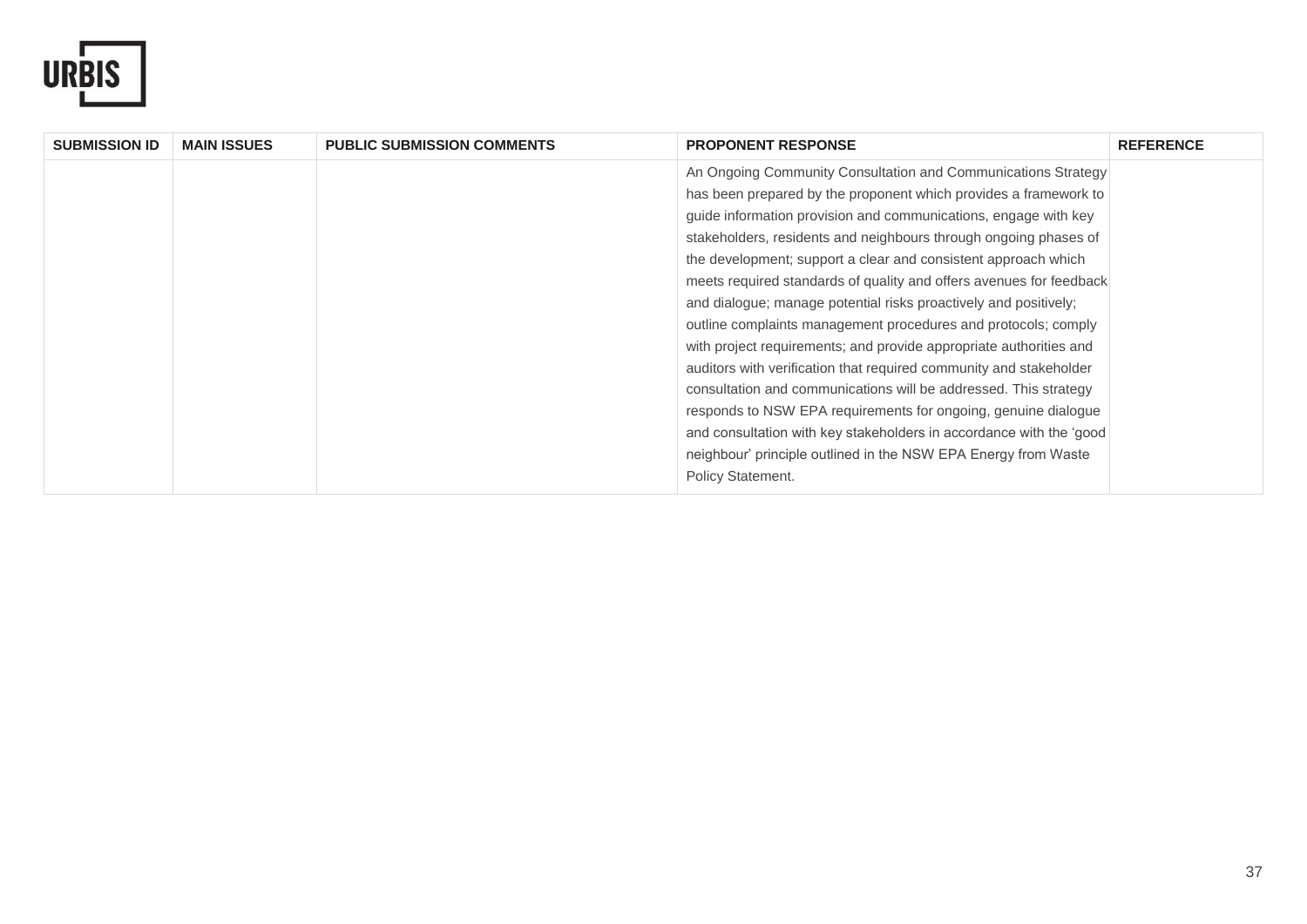| SUBMISSION ID | MAIN ISSUES | PUBLIC SUBMISSION COMMENTS | PROPONENT RESPONSE | REFERENCE |
|---|---|---|---|---|
| | | | An Ongoing Community Consultation and Communications Strategy has been prepared by the proponent which provides a framework to guide information provision and communications, engage with key stakeholders, residents and neighbours through ongoing phases of the development; support a clear and consistent approach which meets required standards of quality and offers avenues for feedback and dialogue; manage potential risks proactively and positively; outline complaints management procedures and protocols; comply with project requirements; and provide appropriate authorities and auditors with verification that required community and stakeholder consultation and communications will be addressed. This strategy responds to NSW EPA requirements for ongoing, genuine dialogue and consultation with key stakeholders in accordance with the 'good neighbour' principle outlined in the NSW EPA Energy from Waste Policy Statement. | |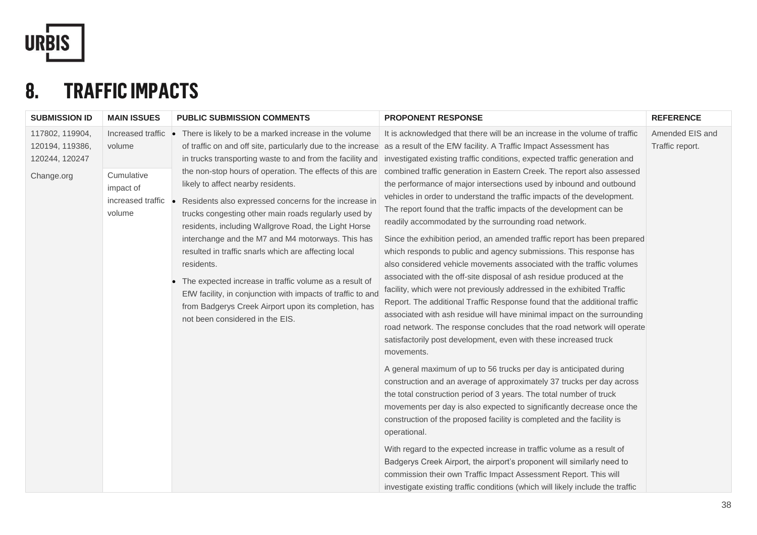# 8. TRAFFIC IMPACTS

| SUBMISSION ID | MAIN ISSUES | PUBLIC SUBMISSION COMMENTS | PROPONENT RESPONSE | REFERENCE |
|---|---|---|---|---|
| 117802, 119904, 120194, 119386, 120244, 120247<br><br>Change.org | Increased traffic volume<br><br>Cumulative impact of increased traffic volume | • There is likely to be a marked increase in the volume of traffic on and off site, particularly due to the increase in trucks transporting waste to and from the facility and the non-stop hours of operation. The effects of this are likely to affect nearby residents.<br><br>• Residents also expressed concerns for the increase in trucks congesting other main roads regularly used by residents, including Wallgrove Road, the Light Horse interchange and the M7 and M4 motorways. This has resulted in traffic snarls which are affecting local residents.<br><br>• The expected increase in traffic volume as a result of EfW facility, in conjunction with impacts of traffic to and from Badgerys Creek Airport upon its completion, has not been considered in the EIS. | It is acknowledged that there will be an increase in the volume of traffic as a result of the EfW facility. A Traffic Impact Assessment has investigated existing traffic conditions, expected traffic generation and combined traffic generation in Eastern Creek. The report also assessed the performance of major intersections used by inbound and outbound vehicles in order to understand the traffic impacts of the development. The report found that the traffic impacts of the development can be readily accommodated by the surrounding road network.<br><br>Since the exhibition period, an amended traffic report has been prepared which responds to public and agency submissions. This response has also considered vehicle movements associated with the traffic volumes associated with the off-site disposal of ash residue produced at the facility, which were not previously addressed in the exhibited Traffic Report. The additional Traffic Response found that the additional traffic associated with ash residue will have minimal impact on the surrounding road network. The response concludes that the road network will operate satisfactorily post development, even with these increased truck movements.<br><br>A general maximum of up to 56 trucks per day is anticipated during construction and an average of approximately 37 trucks per day across the total construction period of 3 years. The total number of truck movements per day is also expected to significantly decrease once the construction of the proposed facility is completed and the facility is operational.<br><br>With regard to the expected increase in traffic volume as a result of Badgerys Creek Airport, the airport's proponent will similarly need to commission their own Traffic Impact Assessment Report. This will investigate existing traffic conditions (which will likely include the traffic | Amended EIS and Traffic report. |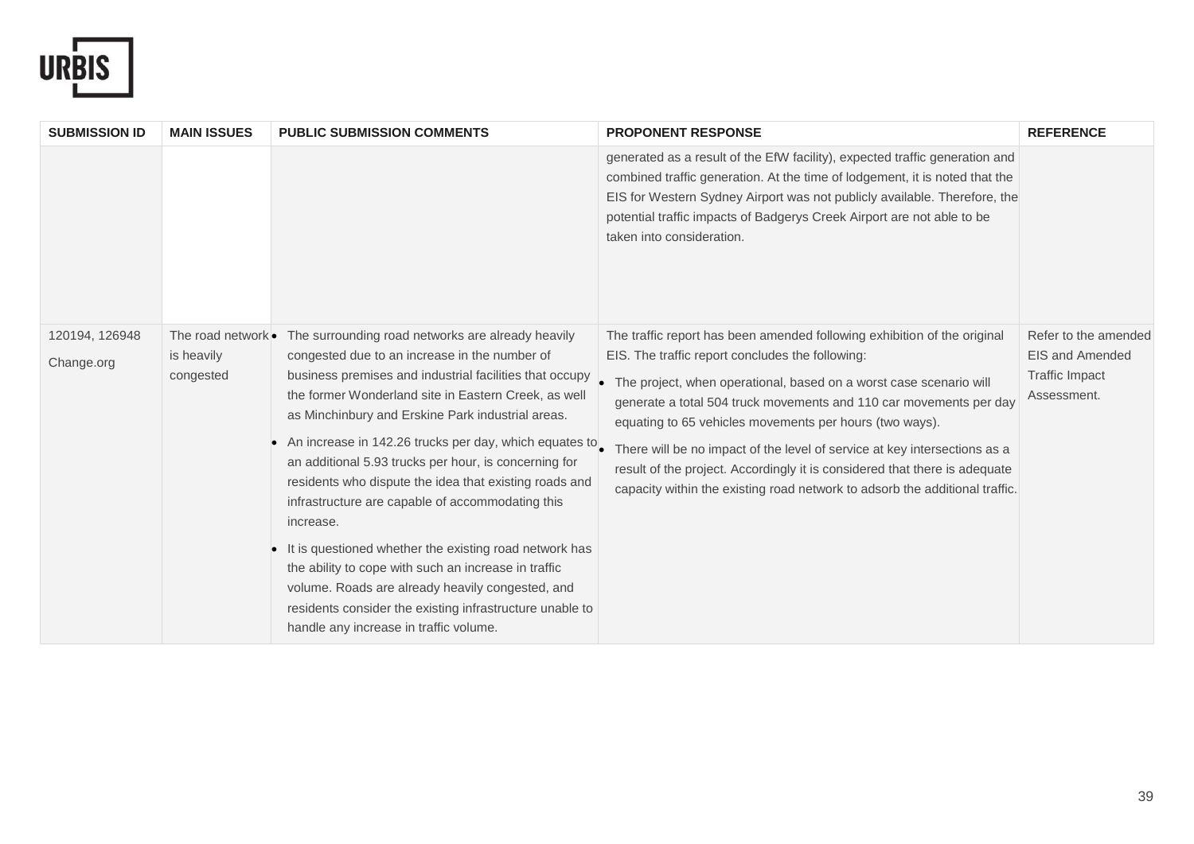| SUBMISSION ID | MAIN ISSUES | PUBLIC SUBMISSION COMMENTS | PROPONENT RESPONSE | REFERENCE |
|---|---|---|---|---|
| | | | generated as a result of the EfW facility), expected traffic generation and combined traffic generation. At the time of lodgement, it is noted that the EIS for Western Sydney Airport was not publicly available. Therefore, the potential traffic impacts of Badgerys Creek Airport are not able to be taken into consideration. | |
| 120194, 126948<br>Change.org | The road network is heavily congested | • The surrounding road networks are already heavily congested due to an increase in the number of business premises and industrial facilities that occupy the former Wonderland site in Eastern Creek, as well as Minchinbury and Erskine Park industrial areas.<br>• An increase in 142.26 trucks per day, which equates to an additional 5.93 trucks per hour, is concerning for residents who dispute the idea that existing roads and infrastructure are capable of accommodating this increase.<br>• It is questioned whether the existing road network has the ability to cope with such an increase in traffic volume. Roads are already heavily congested, and residents consider the existing infrastructure unable to handle any increase in traffic volume. | The traffic report has been amended following exhibition of the original EIS. The traffic report concludes the following:<br>• The project, when operational, based on a worst case scenario will generate a total 504 truck movements and 110 car movements per day equating to 65 vehicles movements per hours (two ways).<br>• There will be no impact of the level of service at key intersections as a result of the project. Accordingly it is considered that there is adequate capacity within the existing road network to adsorb the additional traffic. | Refer to the amended EIS and Amended Traffic Impact Assessment. |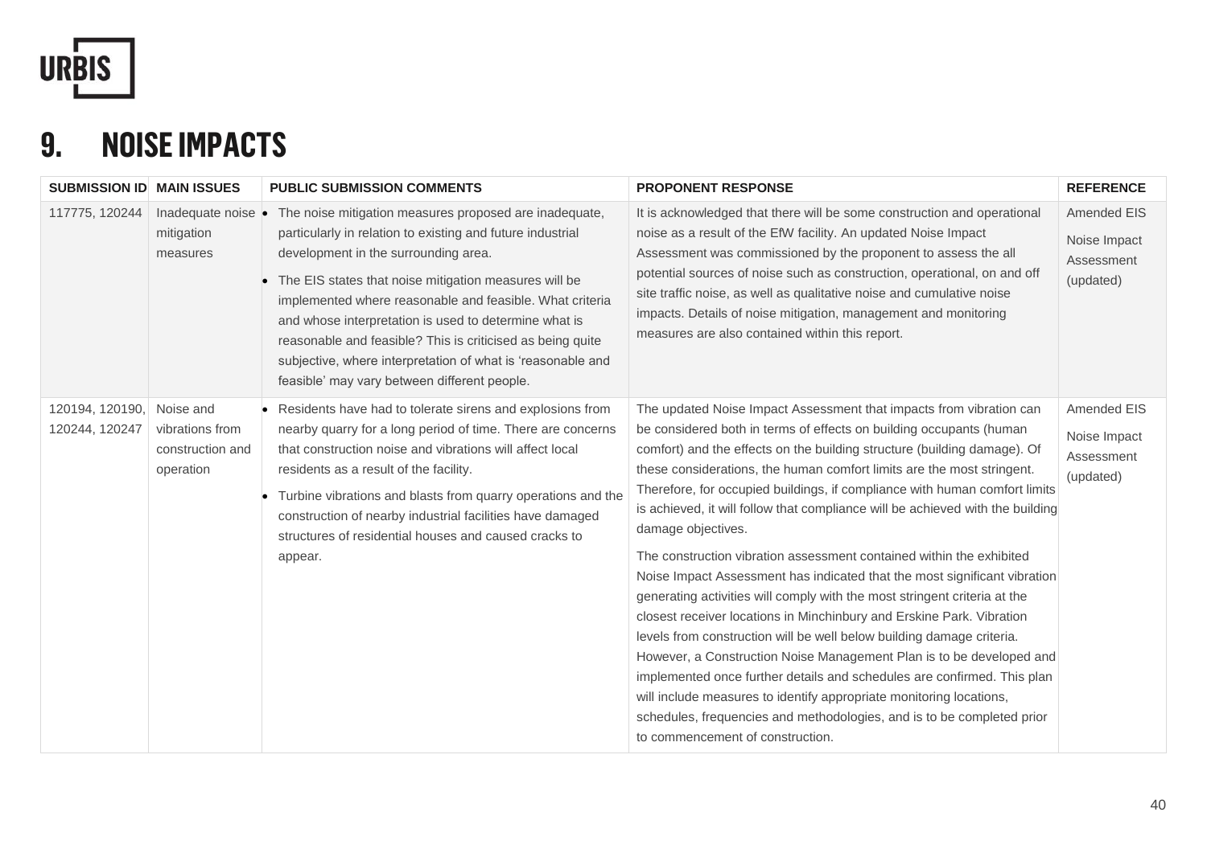# 9. NOISE IMPACTS

| SUBMISSION ID | MAIN ISSUES | PUBLIC SUBMISSION COMMENTS | PROPONENT RESPONSE | REFERENCE |
|---|---|---|---|---|
| 117775, 120244 | Inadequate noise mitigation measures | • The noise mitigation measures proposed are inadequate, particularly in relation to existing and future industrial development in the surrounding area.<br>• The EIS states that noise mitigation measures will be implemented where reasonable and feasible. What criteria and whose interpretation is used to determine what is reasonable and feasible? This is criticised as being quite subjective, where interpretation of what is 'reasonable and feasible' may vary between different people. | It is acknowledged that there will be some construction and operational noise as a result of the EfW facility. An updated Noise Impact Assessment was commissioned by the proponent to assess the all potential sources of noise such as construction, operational, on and off site traffic noise, as well as qualitative noise and cumulative noise impacts. Details of noise mitigation, management and monitoring measures are also contained within this report. | Amended EIS<br><br>Noise Impact Assessment (updated) |
| 120194, 120190, 120244, 120247 | Noise and vibrations from construction and operation | • Residents have had to tolerate sirens and explosions from nearby quarry for a long period of time. There are concerns that construction noise and vibrations will affect local residents as a result of the facility.<br>• Turbine vibrations and blasts from quarry operations and the construction of nearby industrial facilities have damaged structures of residential houses and caused cracks to appear. | The updated Noise Impact Assessment that impacts from vibration can be considered both in terms of effects on building occupants (human comfort) and the effects on the building structure (building damage). Of these considerations, the human comfort limits are the most stringent. Therefore, for occupied buildings, if compliance with human comfort limits is achieved, it will follow that compliance will be achieved with the building damage objectives.<br><br>The construction vibration assessment contained within the exhibited Noise Impact Assessment has indicated that the most significant vibration generating activities will comply with the most stringent criteria at the closest receiver locations in Minchinbury and Erskine Park. Vibration levels from construction will be well below building damage criteria. However, a Construction Noise Management Plan is to be developed and implemented once further details and schedules are confirmed. This plan will include measures to identify appropriate monitoring locations, schedules, frequencies and methodologies, and is to be completed prior to commencement of construction. | Amended EIS<br><br>Noise Impact Assessment (updated) |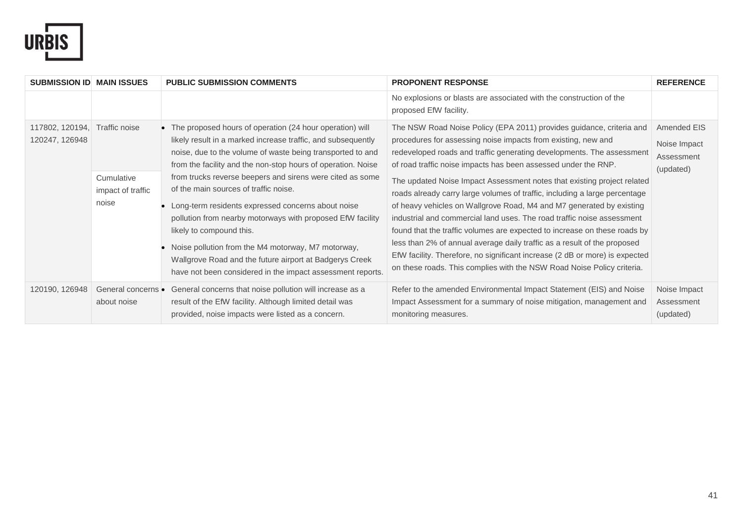| SUBMISSION ID | MAIN ISSUES | PUBLIC SUBMISSION COMMENTS | PROPONENT RESPONSE | REFERENCE |
|---|---|---|---|---|
| | | | No explosions or blasts are associated with the construction of the proposed EfW facility. | |
| 117802, 120194, 120247, 126948 | Traffic noise<br><br>Cumulative impact of traffic noise | • The proposed hours of operation (24 hour operation) will likely result in a marked increase traffic, and subsequently noise, due to the volume of waste being transported to and from the facility and the non-stop hours of operation. Noise from trucks reverse beepers and sirens were cited as some of the main sources of traffic noise.<br>• Long-term residents expressed concerns about noise pollution from nearby motorways with proposed EfW facility likely to compound this.<br>• Noise pollution from the M4 motorway, M7 motorway, Wallgrove Road and the future airport at Badgerys Creek have not been considered in the impact assessment reports. | The NSW Road Noise Policy (EPA 2011) provides guidance, criteria and procedures for assessing noise impacts from existing, new and redeveloped roads and traffic generating developments. The assessment of road traffic noise impacts has been assessed under the RNP.<br><br>The updated Noise Impact Assessment notes that existing project related roads already carry large volumes of traffic, including a large percentage of heavy vehicles on Wallgrove Road, M4 and M7 generated by existing industrial and commercial land uses. The road traffic noise assessment found that the traffic volumes are expected to increase on these roads by less than 2% of annual average daily traffic as a result of the proposed EfW facility. Therefore, no significant increase (2 dB or more) is expected on these roads. This complies with the NSW Road Noise Policy criteria. | Amended EIS<br><br>Noise Impact Assessment (updated) |
| 120190, 126948 | General concerns about noise | • General concerns that noise pollution will increase as a result of the EfW facility. Although limited detail was provided, noise impacts were listed as a concern. | Refer to the amended Environmental Impact Statement (EIS) and Noise Impact Assessment for a summary of noise mitigation, management and monitoring measures. | Noise Impact Assessment (updated) |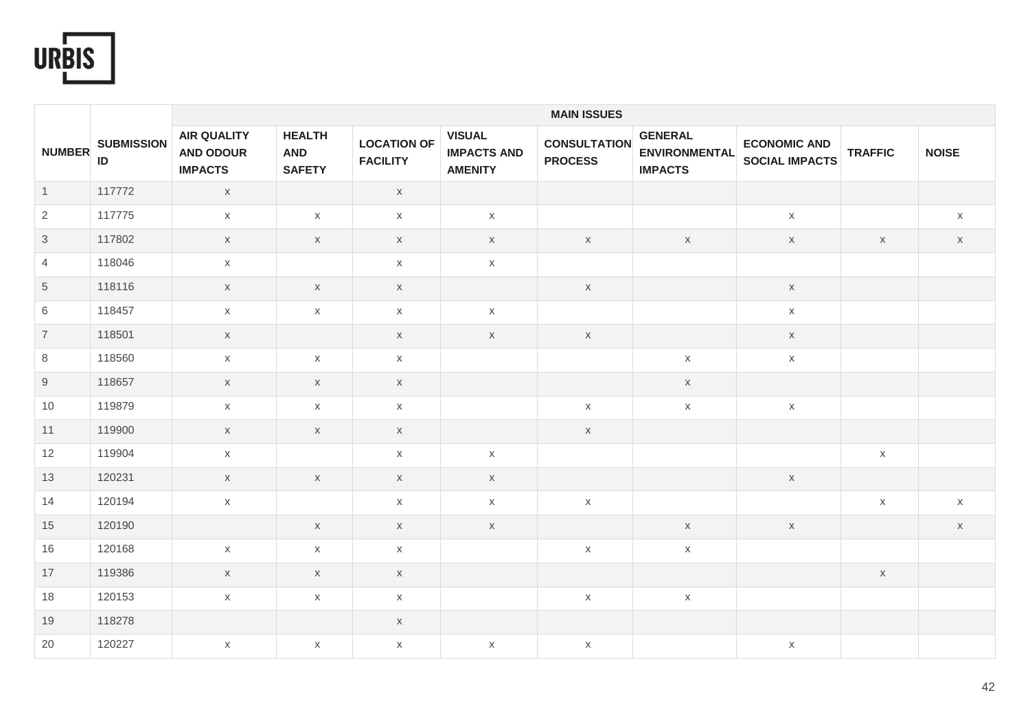| NUMBER | SUBMISSION ID | MAIN ISSUES | | | | | | | | |
|---|---|---|---|---|---|---|---|---|---|---|
| | | AIR QUALITY AND ODOUR IMPACTS | HEALTH AND SAFETY | LOCATION OF FACILITY | VISUAL IMPACTS AND AMENITY | CONSULTATION PROCESS | GENERAL ENVIRONMENTAL IMPACTS | ECONOMIC AND SOCIAL IMPACTS | TRAFFIC | NOISE |
| 1 | 117772 | x | | x | | | | | | |
| 2 | 117775 | x | x | x | x | | | x | | x |
| 3 | 117802 | x | x | x | x | x | x | x | x | x |
| 4 | 118046 | x | | x | x | | | | | |
| 5 | 118116 | x | x | x | | x | | x | | |
| 6 | 118457 | x | x | x | x | | | x | | |
| 7 | 118501 | x | | x | x | x | | x | | |
| 8 | 118560 | x | x | x | | | x | x | | |
| 9 | 118657 | x | x | x | | | x | | | |
| 10 | 119879 | x | x | x | | x | x | x | | |
| 11 | 119900 | x | x | x | | x | | | | |
| 12 | 119904 | x | | x | x | | | | x | |
| 13 | 120231 | x | x | x | x | | | x | | |
| 14 | 120194 | x | | x | x | x | | | x | x |
| 15 | 120190 | | x | x | x | | x | x | | x |
| 16 | 120168 | x | x | x | | x | x | | | |
| 17 | 119386 | x | x | x | | | | | x | |
| 18 | 120153 | x | x | x | | x | x | | | |
| 19 | 118278 | | | x | | | | | | |
| 20 | 120227 | x | x | x | x | x | | x | | |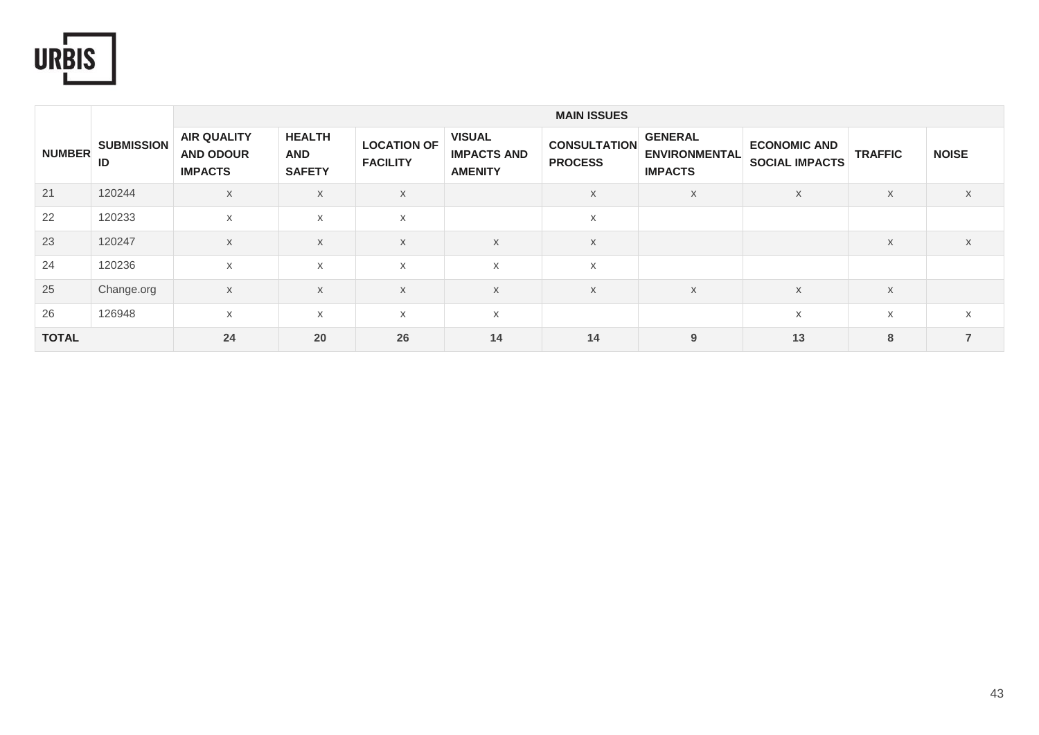| NUMBER | SUBMISSION ID | MAIN ISSUES | | | | | | | | |
|---|---|---|---|---|---|---|---|---|---|---|
| | | AIR QUALITY AND ODOUR IMPACTS | HEALTH AND SAFETY | LOCATION OF FACILITY | VISUAL IMPACTS AND AMENITY | CONSULTATION PROCESS | GENERAL ENVIRONMENTAL IMPACTS | ECONOMIC AND SOCIAL IMPACTS | TRAFFIC | NOISE |
| 21 | 120244 | x | x | x | | x | x | x | x | x |
| 22 | 120233 | x | x | x | | x | | | | |
| 23 | 120247 | x | x | x | x | x | | | x | x |
| 24 | 120236 | x | x | x | x | x | | | | |
| 25 | Change.org | x | x | x | x | x | x | x | x | |
| 26 | 126948 | x | x | x | x | | | x | x | x |
| **TOTAL** | | **24** | **20** | **26** | **14** | **14** | **9** | **13** | **8** | **7** |